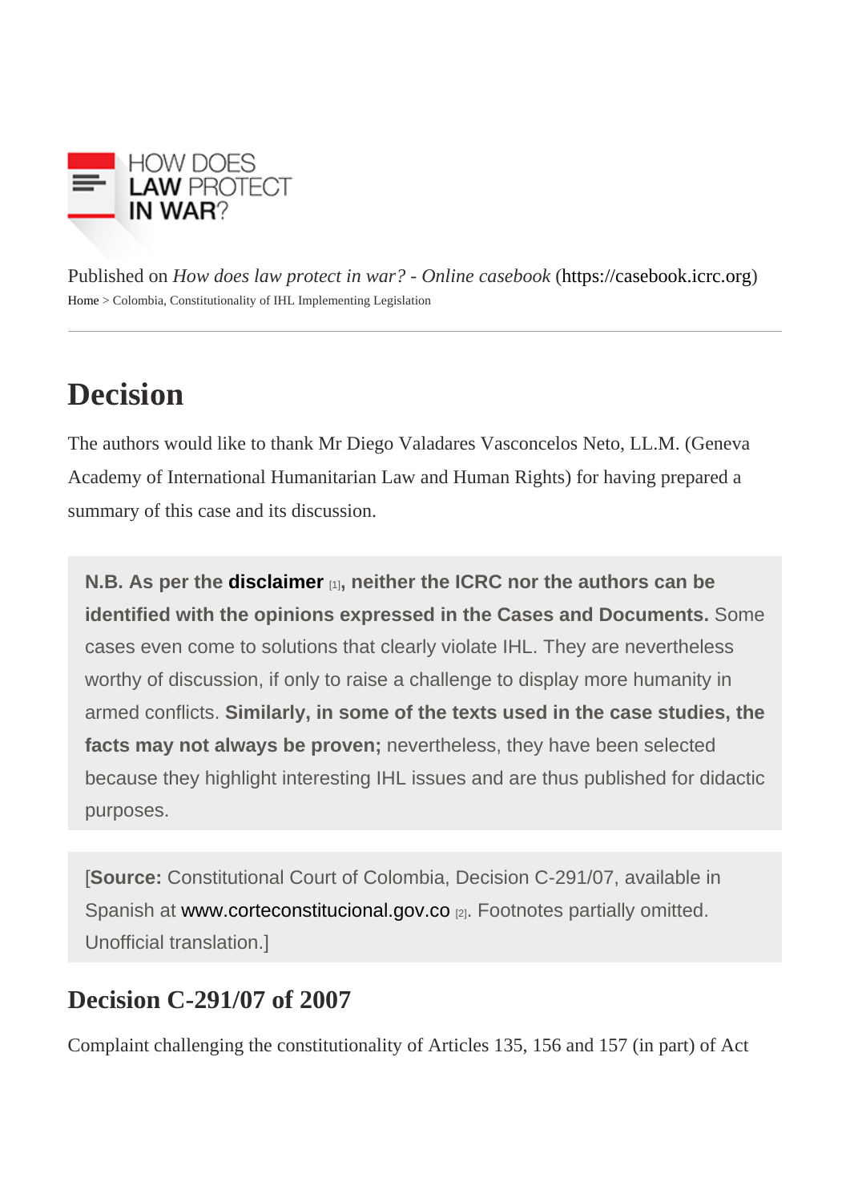HOW DOES LAW PROTECT IN WAR?

Published on *How does law protect in war? - Online casebook* (https://casebook.icrc.org)

Home > Colombia, Constitutionality of IHL Implementing Legislation

# Decision

The authors would like to thank Mr Diego Valadares Vasconcelos Neto, LL.M. (Geneva Academy of International Humanitarian Law and Human Rights) for having prepared a summary of this case and its discussion.

**N.B. As per the disclaimer [1], neither the ICRC nor the authors can be identified with the opinions expressed in the Cases and Documents.** Some cases even come to solutions that clearly violate IHL. They are nevertheless worthy of discussion, if only to raise a challenge to display more humanity in armed conflicts. **Similarly, in some of the texts used in the case studies, the facts may not always be proven;** nevertheless, they have been selected because they highlight interesting IHL issues and are thus published for didactic purposes.

[**Source:** Constitutional Court of Colombia, Decision C-291/07, available in Spanish at www.corteconstitucional.gov.co [2]. Footnotes partially omitted. Unofficial translation.]

## Decision C-291/07 of 2007

Complaint challenging the constitutionality of Articles 135, 156 and 157 (in part) of Act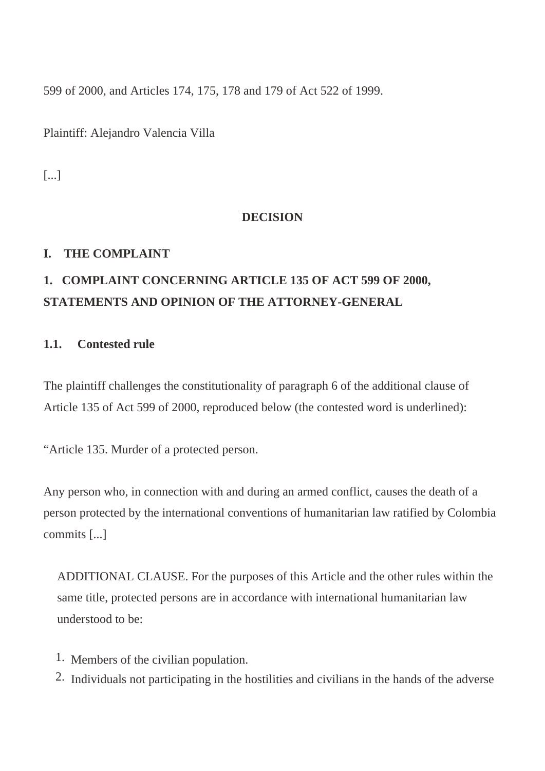599 of 2000, and Articles 174, 175, 178 and 179 of Act 522 of 1999.

Plaintiff: Alejandro Valencia Villa

[...]

**DECISION**

**I. THE COMPLAINT**

**1. COMPLAINT CONCERNING ARTICLE 135 OF ACT 599 OF 2000, STATEMENTS AND OPINION OF THE ATTORNEY-GENERAL**

**1.1. Contested rule**

The plaintiff challenges the constitutionality of paragraph 6 of the additional clause of Article 135 of Act 599 of 2000, reproduced below (the contested word is underlined):

"Article 135. Murder of a protected person.

Any person who, in connection with and during an armed conflict, causes the death of a person protected by the international conventions of humanitarian law ratified by Colombia commits [...]

> ADDITIONAL CLAUSE. For the purposes of this Article and the other rules within the same title, protected persons are in accordance with international humanitarian law understood to be:

1. Members of the civilian population.
2. Individuals not participating in the hostilities and civilians in the hands of the adverse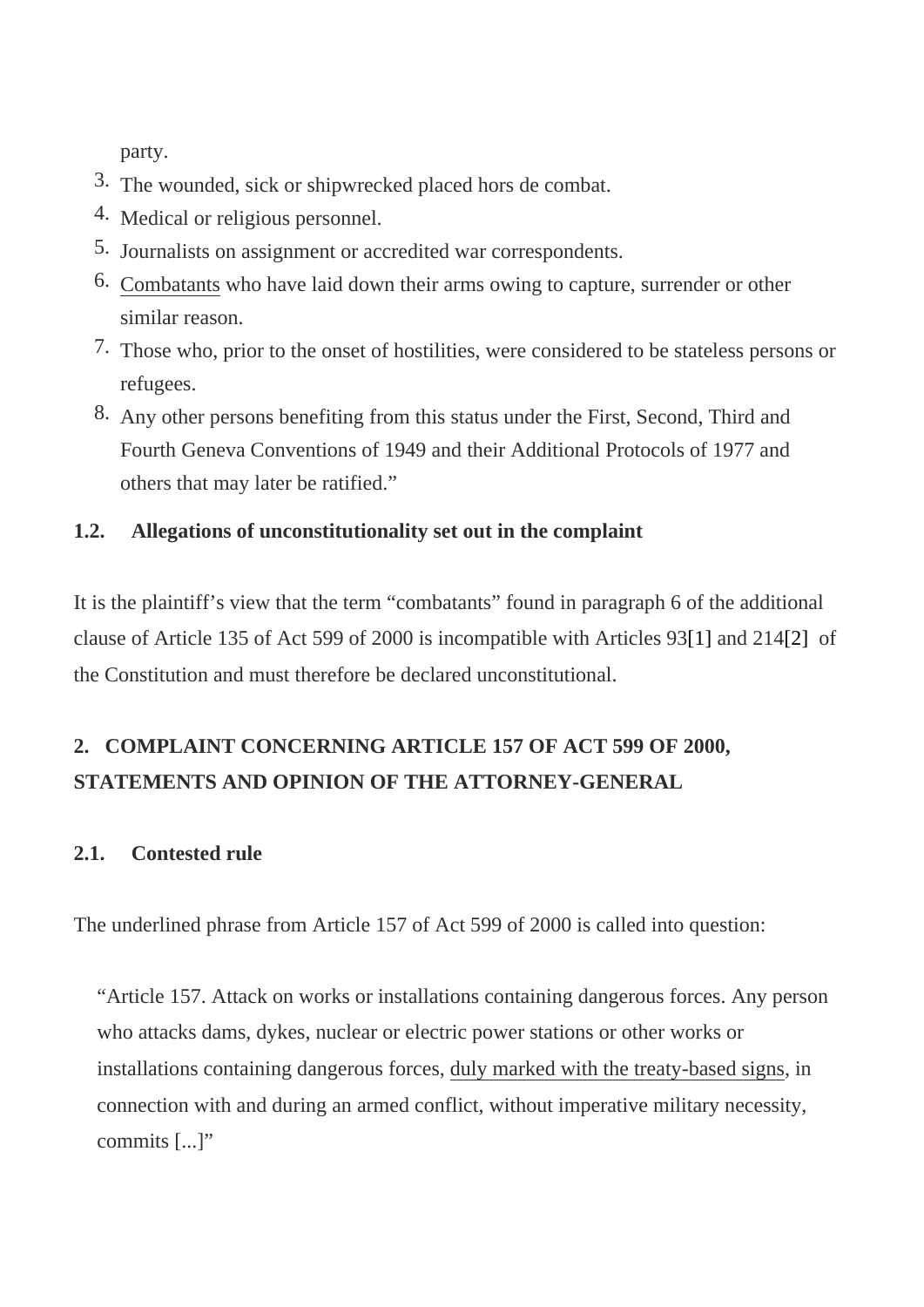party.

3. The wounded, sick or shipwrecked placed hors de combat.
4. Medical or religious personnel.
5. Journalists on assignment or accredited war correspondents.
6. <u>Combatants</u> who have laid down their arms owing to capture, surrender or other similar reason.
7. Those who, prior to the onset of hostilities, were considered to be stateless persons or refugees.
8. Any other persons benefiting from this status under the First, Second, Third and Fourth Geneva Conventions of 1949 and their Additional Protocols of 1977 and others that may later be ratified."

### 1.2. Allegations of unconstitutionality set out in the complaint

It is the plaintiff's view that the term "combatants" found in paragraph 6 of the additional clause of Article 135 of Act 599 of 2000 is incompatible with Articles 93[1] and 214[2] of the Constitution and must therefore be declared unconstitutional.

## 2. COMPLAINT CONCERNING ARTICLE 157 OF ACT 599 OF 2000, STATEMENTS AND OPINION OF THE ATTORNEY-GENERAL

### 2.1. Contested rule

The underlined phrase from Article 157 of Act 599 of 2000 is called into question:

> "Article 157. Attack on works or installations containing dangerous forces. Any person who attacks dams, dykes, nuclear or electric power stations or other works or installations containing dangerous forces, <u>duly marked with the treaty-based signs</u>, in connection with and during an armed conflict, without imperative military necessity, commits [...]"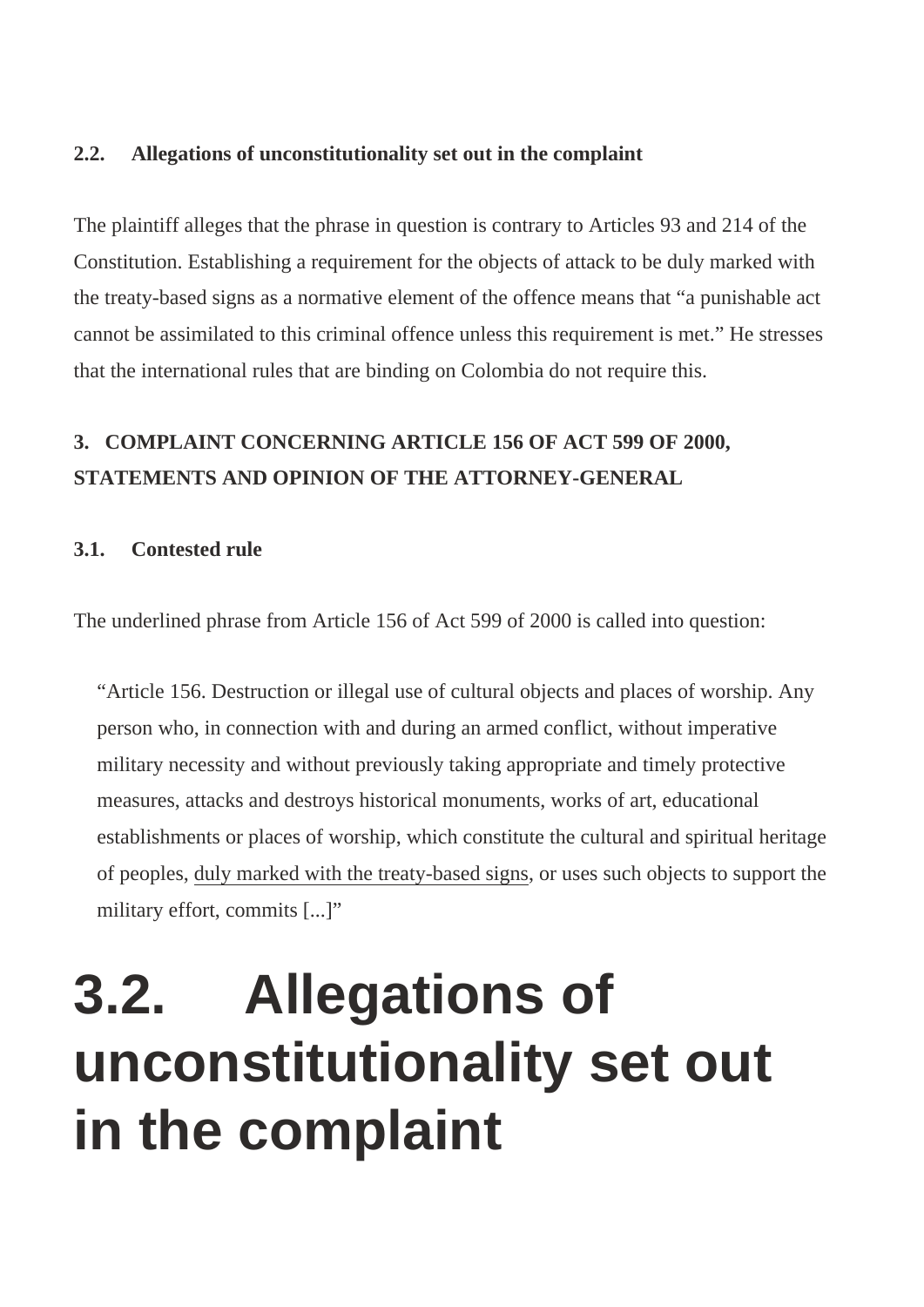### 2.2. Allegations of unconstitutionality set out in the complaint

The plaintiff alleges that the phrase in question is contrary to Articles 93 and 214 of the Constitution. Establishing a requirement for the objects of attack to be duly marked with the treaty-based signs as a normative element of the offence means that “a punishable act cannot be assimilated to this criminal offence unless this requirement is met.” He stresses that the international rules that are binding on Colombia do not require this.

### 3. COMPLAINT CONCERNING ARTICLE 156 OF ACT 599 OF 2000, STATEMENTS AND OPINION OF THE ATTORNEY-GENERAL

### 3.1. Contested rule

The underlined phrase from Article 156 of Act 599 of 2000 is called into question:

> “Article 156. Destruction or illegal use of cultural objects and places of worship. Any person who, in connection with and during an armed conflict, without imperative military necessity and without previously taking appropriate and timely protective measures, attacks and destroys historical monuments, works of art, educational establishments or places of worship, which constitute the cultural and spiritual heritage of peoples, <u>duly marked with the treaty-based signs</u>, or uses such objects to support the military effort, commits [...]”

# 3.2. Allegations of unconstitutionality set out in the complaint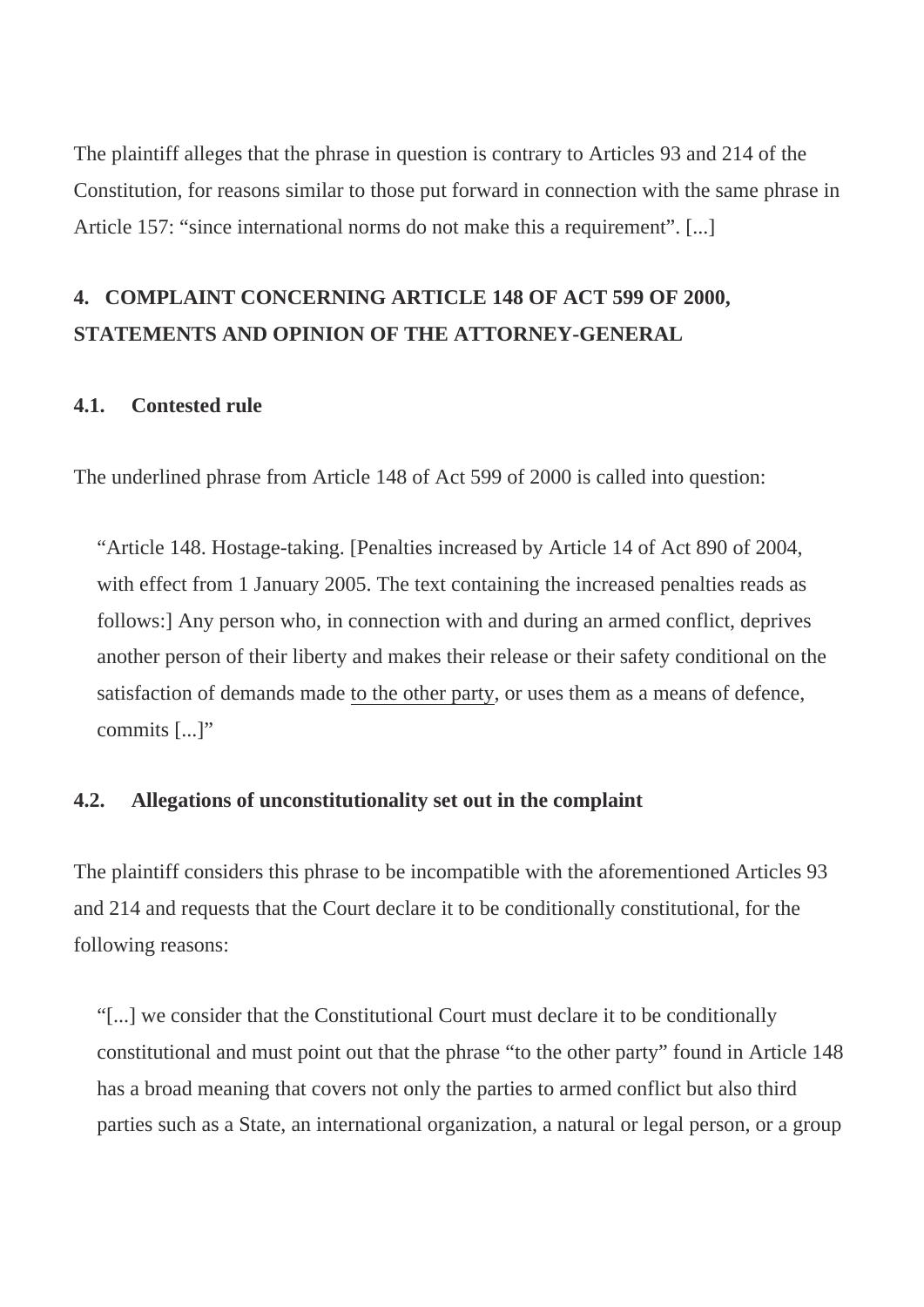The plaintiff alleges that the phrase in question is contrary to Articles 93 and 214 of the Constitution, for reasons similar to those put forward in connection with the same phrase in Article 157: "since international norms do not make this a requirement". [...]

## 4. COMPLAINT CONCERNING ARTICLE 148 OF ACT 599 OF 2000, STATEMENTS AND OPINION OF THE ATTORNEY-GENERAL

### 4.1. Contested rule

The underlined phrase from Article 148 of Act 599 of 2000 is called into question:

> "Article 148. Hostage-taking. [Penalties increased by Article 14 of Act 890 of 2004, with effect from 1 January 2005. The text containing the increased penalties reads as follows:] Any person who, in connection with and during an armed conflict, deprives another person of their liberty and makes their release or their safety conditional on the satisfaction of demands made <u>to the other party</u>, or uses them as a means of defence, commits [...]"

### 4.2. Allegations of unconstitutionality set out in the complaint

The plaintiff considers this phrase to be incompatible with the aforementioned Articles 93 and 214 and requests that the Court declare it to be conditionally constitutional, for the following reasons:

> "[...] we consider that the Constitutional Court must declare it to be conditionally constitutional and must point out that the phrase "to the other party" found in Article 148 has a broad meaning that covers not only the parties to armed conflict but also third parties such as a State, an international organization, a natural or legal person, or a group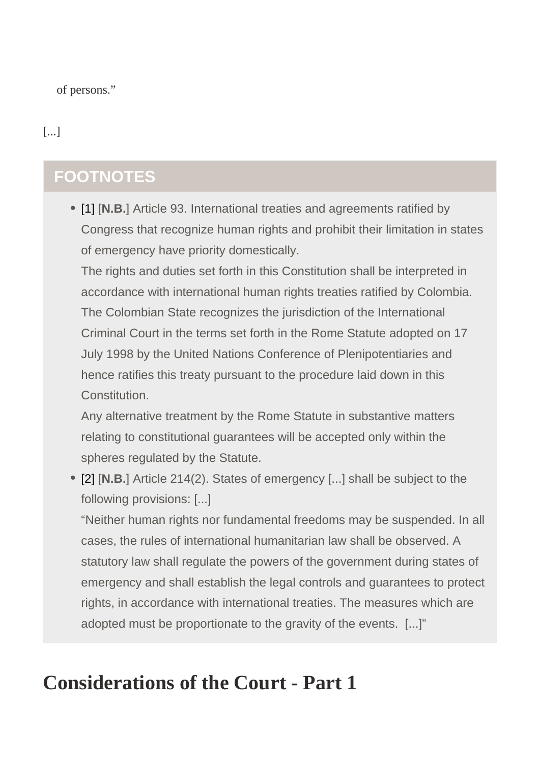of persons.”

[...]

## FOOTNOTES

- [1] [**N.B.**] Article 93. International treaties and agreements ratified by Congress that recognize human rights and prohibit their limitation in states of emergency have priority domestically.
  The rights and duties set forth in this Constitution shall be interpreted in accordance with international human rights treaties ratified by Colombia.
  The Colombian State recognizes the jurisdiction of the International Criminal Court in the terms set forth in the Rome Statute adopted on 17 July 1998 by the United Nations Conference of Plenipotentiaries and hence ratifies this treaty pursuant to the procedure laid down in this Constitution.
  Any alternative treatment by the Rome Statute in substantive matters relating to constitutional guarantees will be accepted only within the spheres regulated by the Statute.
- [2] [**N.B.**] Article 214(2). States of emergency [...] shall be subject to the following provisions: [...]
  “Neither human rights nor fundamental freedoms may be suspended. In all cases, the rules of international humanitarian law shall be observed. A statutory law shall regulate the powers of the government during states of emergency and shall establish the legal controls and guarantees to protect rights, in accordance with international treaties. The measures which are adopted must be proportionate to the gravity of the events. [...]”

# Considerations of the Court - Part 1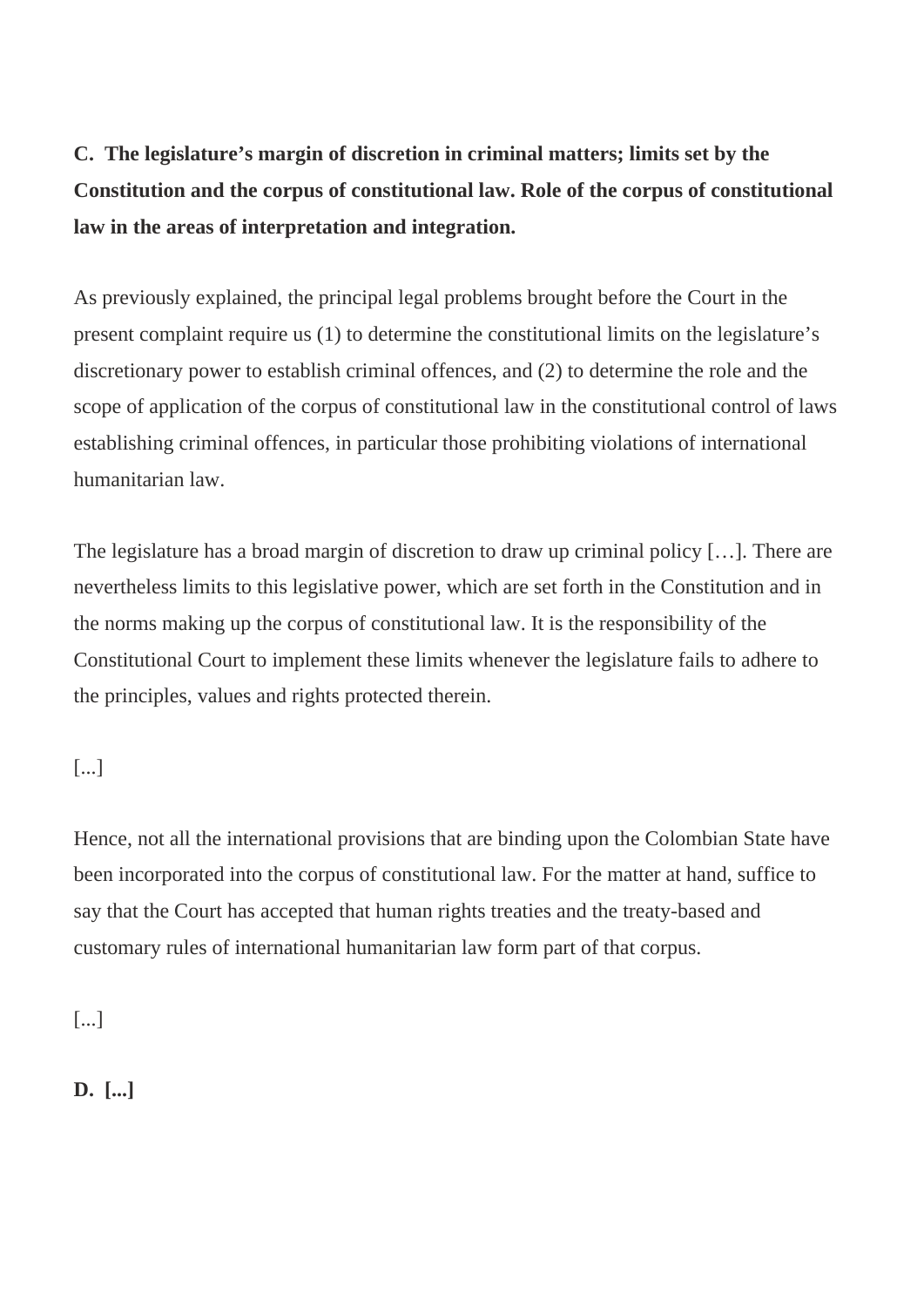**C. The legislature's margin of discretion in criminal matters; limits set by the Constitution and the corpus of constitutional law. Role of the corpus of constitutional law in the areas of interpretation and integration.**

As previously explained, the principal legal problems brought before the Court in the present complaint require us (1) to determine the constitutional limits on the legislature's discretionary power to establish criminal offences, and (2) to determine the role and the scope of application of the corpus of constitutional law in the constitutional control of laws establishing criminal offences, in particular those prohibiting violations of international humanitarian law.

The legislature has a broad margin of discretion to draw up criminal policy […]. There are nevertheless limits to this legislative power, which are set forth in the Constitution and in the norms making up the corpus of constitutional law. It is the responsibility of the Constitutional Court to implement these limits whenever the legislature fails to adhere to the principles, values and rights protected therein.

[...]

Hence, not all the international provisions that are binding upon the Colombian State have been incorporated into the corpus of constitutional law. For the matter at hand, suffice to say that the Court has accepted that human rights treaties and the treaty-based and customary rules of international humanitarian law form part of that corpus.

[...]

**D. [...]**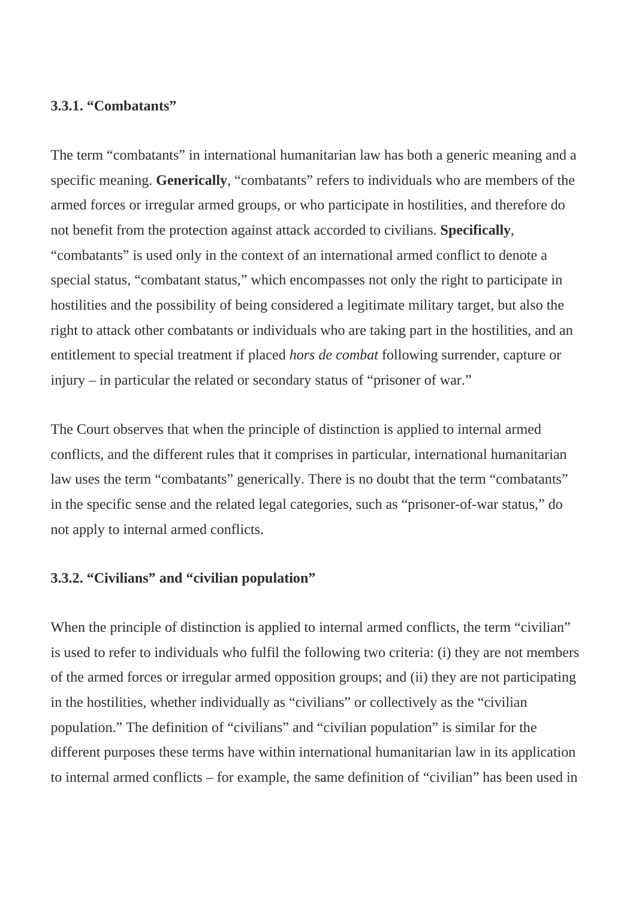### 3.3.1. "Combatants"

The term "combatants" in international humanitarian law has both a generic meaning and a specific meaning. **Generically**, "combatants" refers to individuals who are members of the armed forces or irregular armed groups, or who participate in hostilities, and therefore do not benefit from the protection against attack accorded to civilians. **Specifically**, "combatants" is used only in the context of an international armed conflict to denote a special status, "combatant status," which encompasses not only the right to participate in hostilities and the possibility of being considered a legitimate military target, but also the right to attack other combatants or individuals who are taking part in the hostilities, and an entitlement to special treatment if placed *hors de combat* following surrender, capture or injury – in particular the related or secondary status of "prisoner of war."

The Court observes that when the principle of distinction is applied to internal armed conflicts, and the different rules that it comprises in particular, international humanitarian law uses the term "combatants" generically. There is no doubt that the term "combatants" in the specific sense and the related legal categories, such as "prisoner-of-war status," do not apply to internal armed conflicts.

### 3.3.2. "Civilians" and "civilian population"

When the principle of distinction is applied to internal armed conflicts, the term "civilian" is used to refer to individuals who fulfil the following two criteria: (i) they are not members of the armed forces or irregular armed opposition groups; and (ii) they are not participating in the hostilities, whether individually as "civilians" or collectively as the "civilian population." The definition of "civilians" and "civilian population" is similar for the different purposes these terms have within international humanitarian law in its application to internal armed conflicts – for example, the same definition of "civilian" has been used in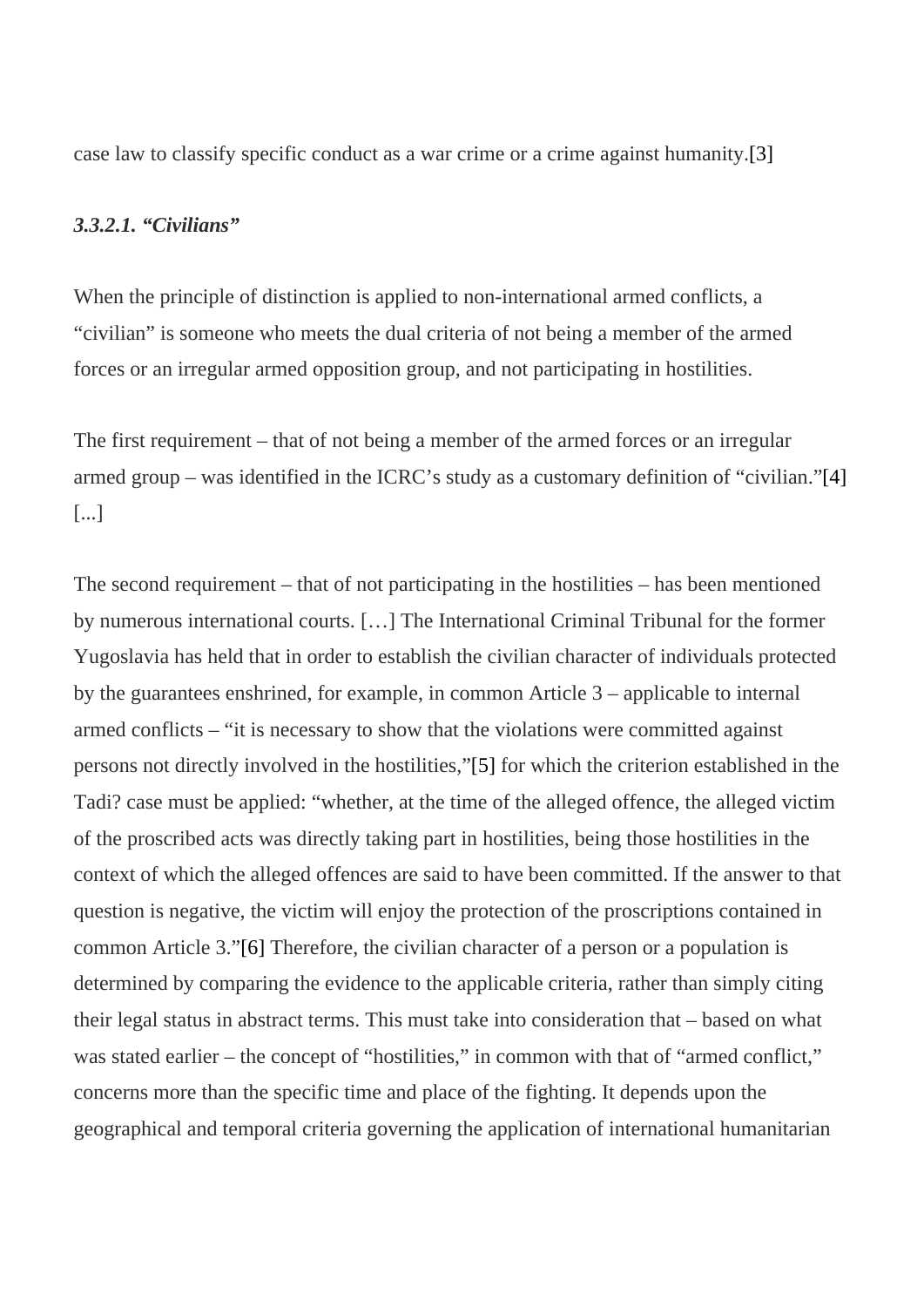case law to classify specific conduct as a war crime or a crime against humanity.[3]

#### *3.3.2.1. "Civilians"*

When the principle of distinction is applied to non-international armed conflicts, a "civilian" is someone who meets the dual criteria of not being a member of the armed forces or an irregular armed opposition group, and not participating in hostilities.

The first requirement – that of not being a member of the armed forces or an irregular armed group – was identified in the ICRC's study as a customary definition of "civilian."[4] [...]

The second requirement – that of not participating in the hostilities – has been mentioned by numerous international courts. […] The International Criminal Tribunal for the former Yugoslavia has held that in order to establish the civilian character of individuals protected by the guarantees enshrined, for example, in common Article 3 – applicable to internal armed conflicts – "it is necessary to show that the violations were committed against persons not directly involved in the hostilities,"[5] for which the criterion established in the Tadi? case must be applied: "whether, at the time of the alleged offence, the alleged victim of the proscribed acts was directly taking part in hostilities, being those hostilities in the context of which the alleged offences are said to have been committed. If the answer to that question is negative, the victim will enjoy the protection of the proscriptions contained in common Article 3."[6] Therefore, the civilian character of a person or a population is determined by comparing the evidence to the applicable criteria, rather than simply citing their legal status in abstract terms. This must take into consideration that – based on what was stated earlier – the concept of "hostilities," in common with that of "armed conflict," concerns more than the specific time and place of the fighting. It depends upon the geographical and temporal criteria governing the application of international humanitarian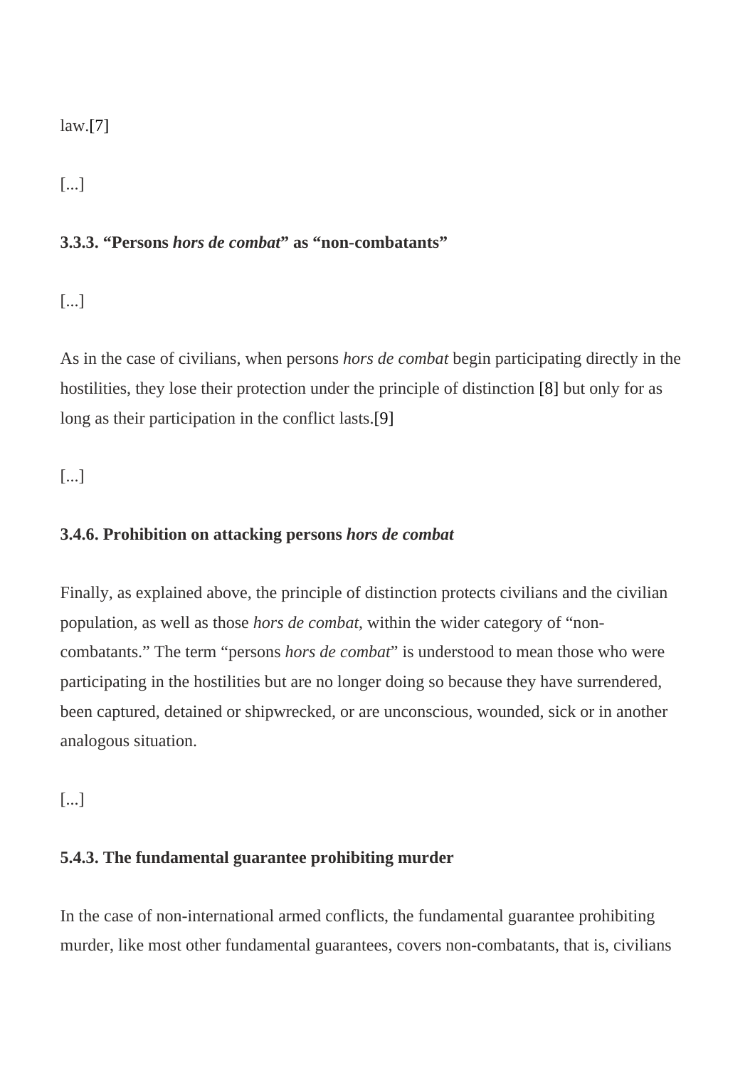law.[7]

[...]

### 3.3.3. "Persons *hors de combat*" as "non-combatants"

[...]

As in the case of civilians, when persons *hors de combat* begin participating directly in the hostilities, they lose their protection under the principle of distinction [8] but only for as long as their participation in the conflict lasts.[9]

[...]

### 3.4.6. Prohibition on attacking persons *hors de combat*

Finally, as explained above, the principle of distinction protects civilians and the civilian population, as well as those *hors de combat*, within the wider category of "non-combatants." The term "persons *hors de combat*" is understood to mean those who were participating in the hostilities but are no longer doing so because they have surrendered, been captured, detained or shipwrecked, or are unconscious, wounded, sick or in another analogous situation.

[...]

### 5.4.3. The fundamental guarantee prohibiting murder

In the case of non-international armed conflicts, the fundamental guarantee prohibiting murder, like most other fundamental guarantees, covers non-combatants, that is, civilians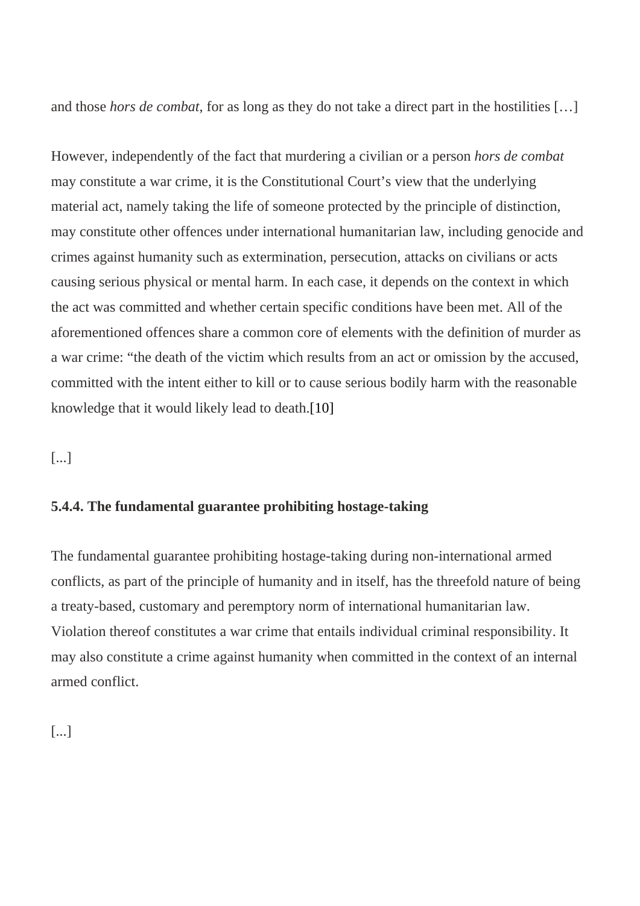and those *hors de combat*, for as long as they do not take a direct part in the hostilities […]

However, independently of the fact that murdering a civilian or a person *hors de combat* may constitute a war crime, it is the Constitutional Court's view that the underlying material act, namely taking the life of someone protected by the principle of distinction, may constitute other offences under international humanitarian law, including genocide and crimes against humanity such as extermination, persecution, attacks on civilians or acts causing serious physical or mental harm. In each case, it depends on the context in which the act was committed and whether certain specific conditions have been met. All of the aforementioned offences share a common core of elements with the definition of murder as a war crime: "the death of the victim which results from an act or omission by the accused, committed with the intent either to kill or to cause serious bodily harm with the reasonable knowledge that it would likely lead to death.[10]

[...]

#### 5.4.4. The fundamental guarantee prohibiting hostage-taking

The fundamental guarantee prohibiting hostage-taking during non-international armed conflicts, as part of the principle of humanity and in itself, has the threefold nature of being a treaty-based, customary and peremptory norm of international humanitarian law. Violation thereof constitutes a war crime that entails individual criminal responsibility. It may also constitute a crime against humanity when committed in the context of an internal armed conflict.

[...]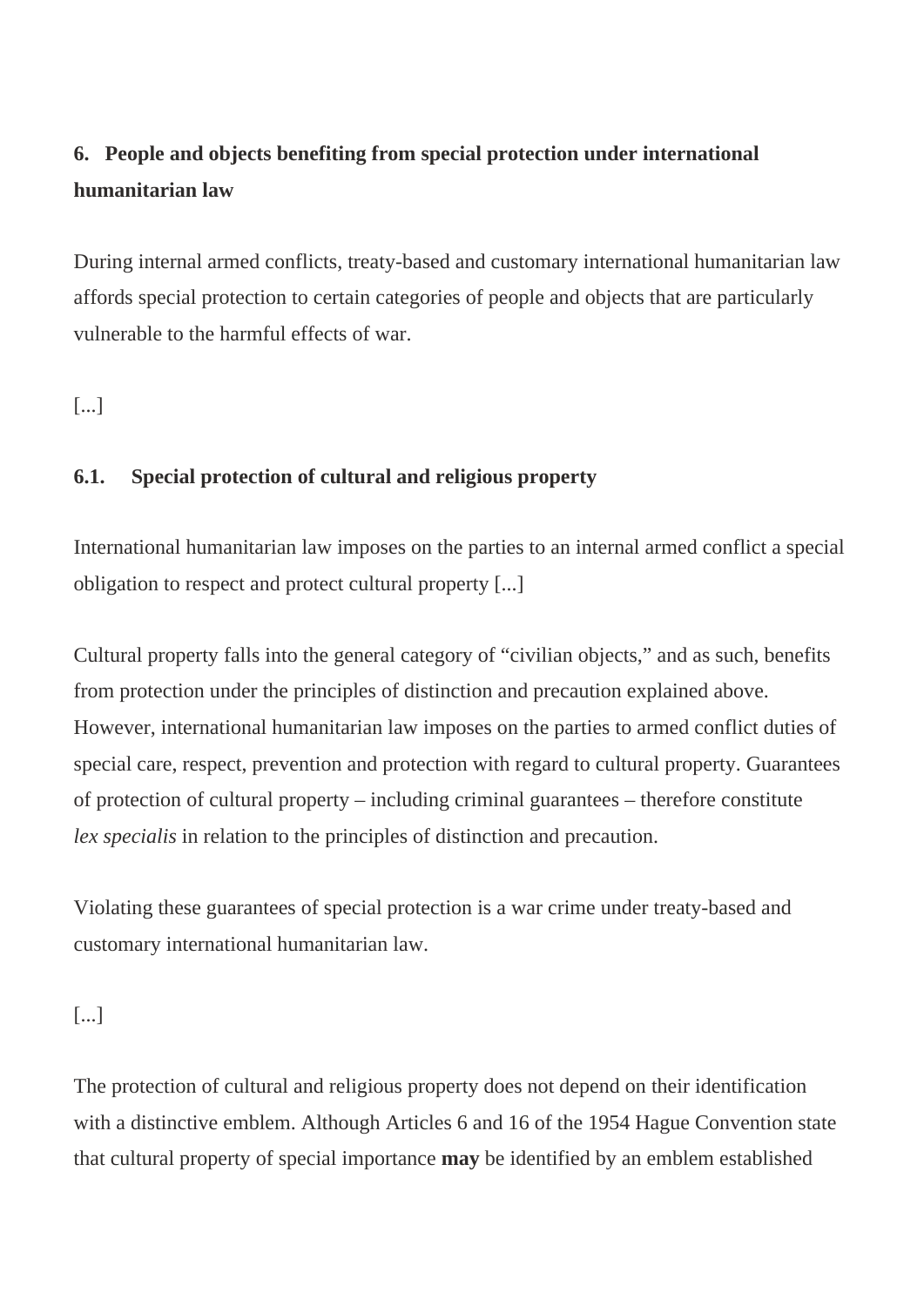### 6. People and objects benefiting from special protection under international humanitarian law

During internal armed conflicts, treaty-based and customary international humanitarian law affords special protection to certain categories of people and objects that are particularly vulnerable to the harmful effects of war.

[...]

#### 6.1. Special protection of cultural and religious property

International humanitarian law imposes on the parties to an internal armed conflict a special obligation to respect and protect cultural property [...]

Cultural property falls into the general category of "civilian objects," and as such, benefits from protection under the principles of distinction and precaution explained above. However, international humanitarian law imposes on the parties to armed conflict duties of special care, respect, prevention and protection with regard to cultural property. Guarantees of protection of cultural property – including criminal guarantees – therefore constitute *lex specialis* in relation to the principles of distinction and precaution.

Violating these guarantees of special protection is a war crime under treaty-based and customary international humanitarian law.

[...]

The protection of cultural and religious property does not depend on their identification with a distinctive emblem. Although Articles 6 and 16 of the 1954 Hague Convention state that cultural property of special importance **may** be identified by an emblem established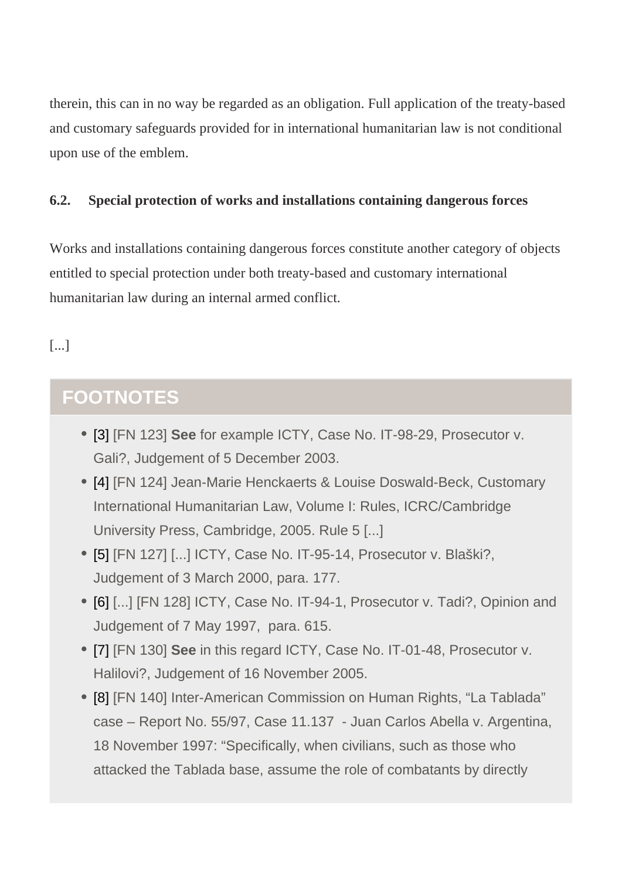therein, this can in no way be regarded as an obligation. Full application of the treaty-based and customary safeguards provided for in international humanitarian law is not conditional upon use of the emblem.

### 6.2. Special protection of works and installations containing dangerous forces

Works and installations containing dangerous forces constitute another category of objects entitled to special protection under both treaty-based and customary international humanitarian law during an internal armed conflict.

[...]

## FOOTNOTES

- [3] [FN 123] **See** for example ICTY, Case No. IT-98-29, Prosecutor v. Gali?, Judgement of 5 December 2003.
- [4] [FN 124] Jean-Marie Henckaerts & Louise Doswald-Beck, Customary International Humanitarian Law, Volume I: Rules, ICRC/Cambridge University Press, Cambridge, 2005. Rule 5 [...]
- [5] [FN 127] [...] ICTY, Case No. IT-95-14, Prosecutor v. Blaški?, Judgement of 3 March 2000, para. 177.
- [6] [...] [FN 128] ICTY, Case No. IT-94-1, Prosecutor v. Tadi?, Opinion and Judgement of 7 May 1997, para. 615.
- [7] [FN 130] **See** in this regard ICTY, Case No. IT-01-48, Prosecutor v. Halilovi?, Judgement of 16 November 2005.
- [8] [FN 140] Inter-American Commission on Human Rights, "La Tablada" case – Report No. 55/97, Case 11.137 - Juan Carlos Abella v. Argentina, 18 November 1997: "Specifically, when civilians, such as those who attacked the Tablada base, assume the role of combatants by directly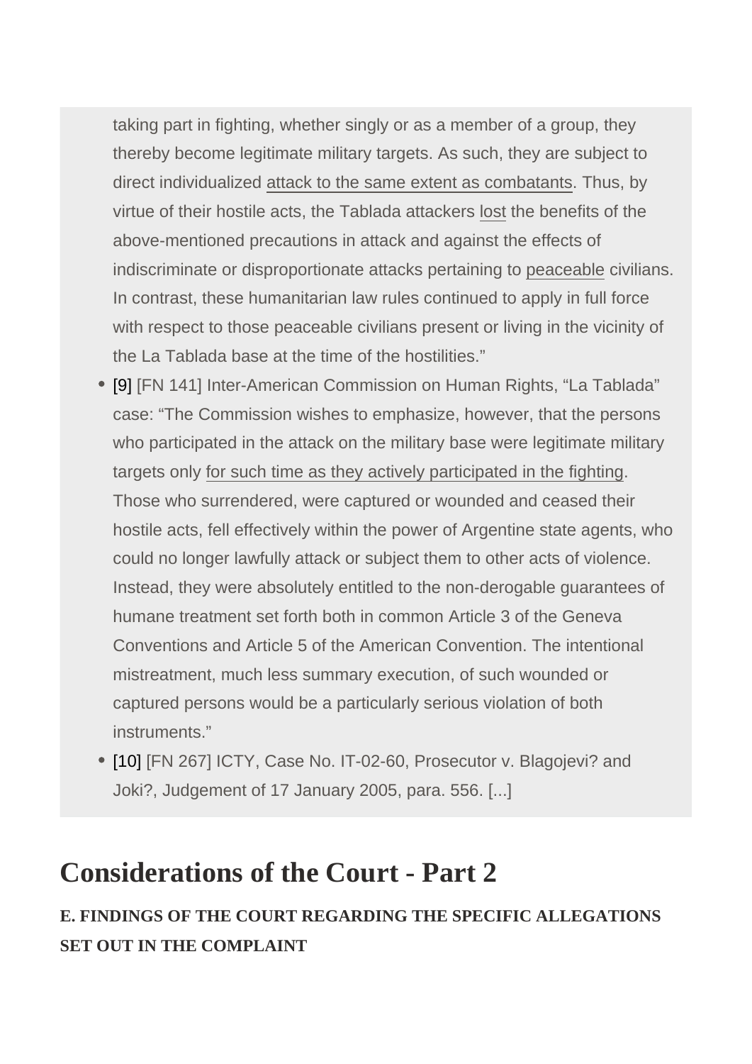taking part in fighting, whether singly or as a member of a group, they thereby become legitimate military targets. As such, they are subject to direct individualized attack to the same extent as combatants. Thus, by virtue of their hostile acts, the Tablada attackers lost the benefits of the above-mentioned precautions in attack and against the effects of indiscriminate or disproportionate attacks pertaining to peaceable civilians. In contrast, these humanitarian law rules continued to apply in full force with respect to those peaceable civilians present or living in the vicinity of the La Tablada base at the time of the hostilities."

- [9] [FN 141] Inter-American Commission on Human Rights, "La Tablada" case: "The Commission wishes to emphasize, however, that the persons who participated in the attack on the military base were legitimate military targets only for such time as they actively participated in the fighting. Those who surrendered, were captured or wounded and ceased their hostile acts, fell effectively within the power of Argentine state agents, who could no longer lawfully attack or subject them to other acts of violence. Instead, they were absolutely entitled to the non-derogable guarantees of humane treatment set forth both in common Article 3 of the Geneva Conventions and Article 5 of the American Convention. The intentional mistreatment, much less summary execution, of such wounded or captured persons would be a particularly serious violation of both instruments."
- [10] [FN 267] ICTY, Case No. IT-02-60, Prosecutor v. Blagojevi? and Joki?, Judgement of 17 January 2005, para. 556. [...]

## Considerations of the Court - Part 2

### E. FINDINGS OF THE COURT REGARDING THE SPECIFIC ALLEGATIONS SET OUT IN THE COMPLAINT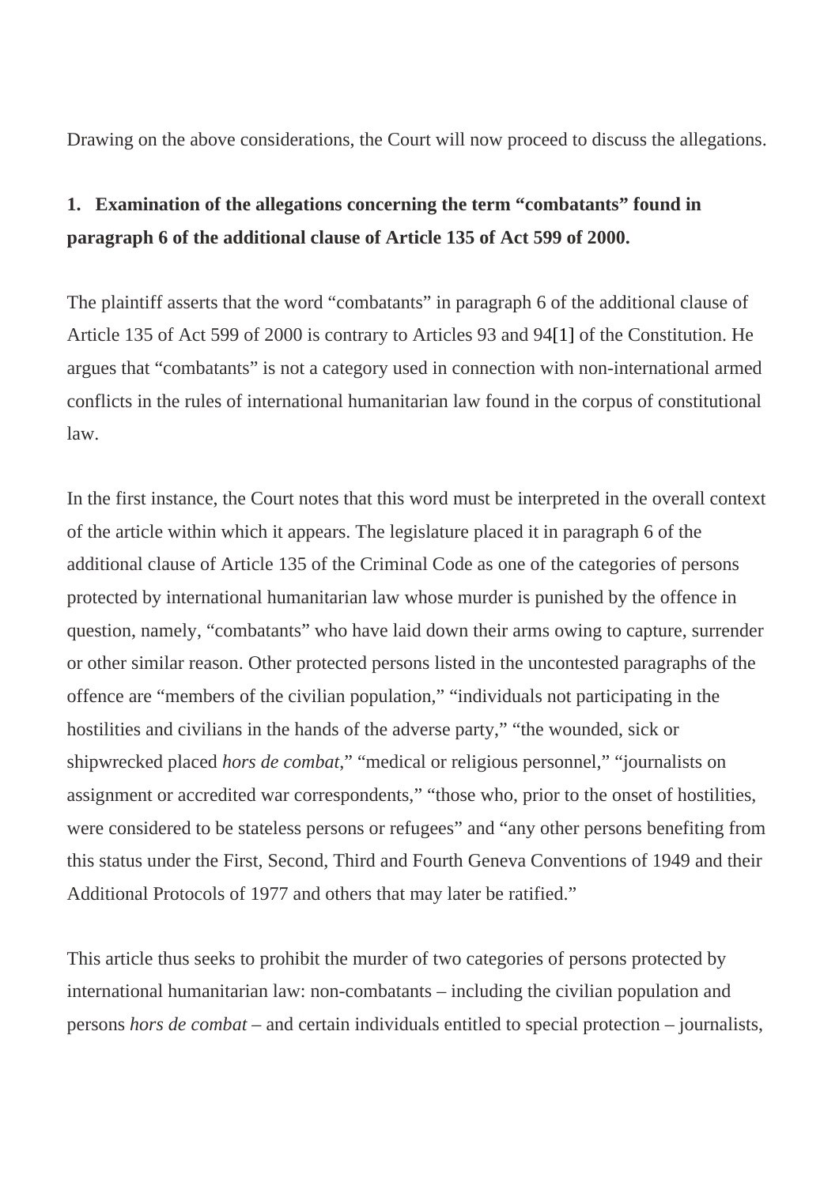Drawing on the above considerations, the Court will now proceed to discuss the allegations.

**1. Examination of the allegations concerning the term "combatants" found in paragraph 6 of the additional clause of Article 135 of Act 599 of 2000.**

The plaintiff asserts that the word "combatants" in paragraph 6 of the additional clause of Article 135 of Act 599 of 2000 is contrary to Articles 93 and 94[1] of the Constitution. He argues that "combatants" is not a category used in connection with non-international armed conflicts in the rules of international humanitarian law found in the corpus of constitutional law.

In the first instance, the Court notes that this word must be interpreted in the overall context of the article within which it appears. The legislature placed it in paragraph 6 of the additional clause of Article 135 of the Criminal Code as one of the categories of persons protected by international humanitarian law whose murder is punished by the offence in question, namely, "combatants" who have laid down their arms owing to capture, surrender or other similar reason. Other protected persons listed in the uncontested paragraphs of the offence are "members of the civilian population," "individuals not participating in the hostilities and civilians in the hands of the adverse party," "the wounded, sick or shipwrecked placed *hors de combat*," "medical or religious personnel," "journalists on assignment or accredited war correspondents," "those who, prior to the onset of hostilities, were considered to be stateless persons or refugees" and "any other persons benefiting from this status under the First, Second, Third and Fourth Geneva Conventions of 1949 and their Additional Protocols of 1977 and others that may later be ratified."

This article thus seeks to prohibit the murder of two categories of persons protected by international humanitarian law: non-combatants – including the civilian population and persons *hors de combat* – and certain individuals entitled to special protection – journalists,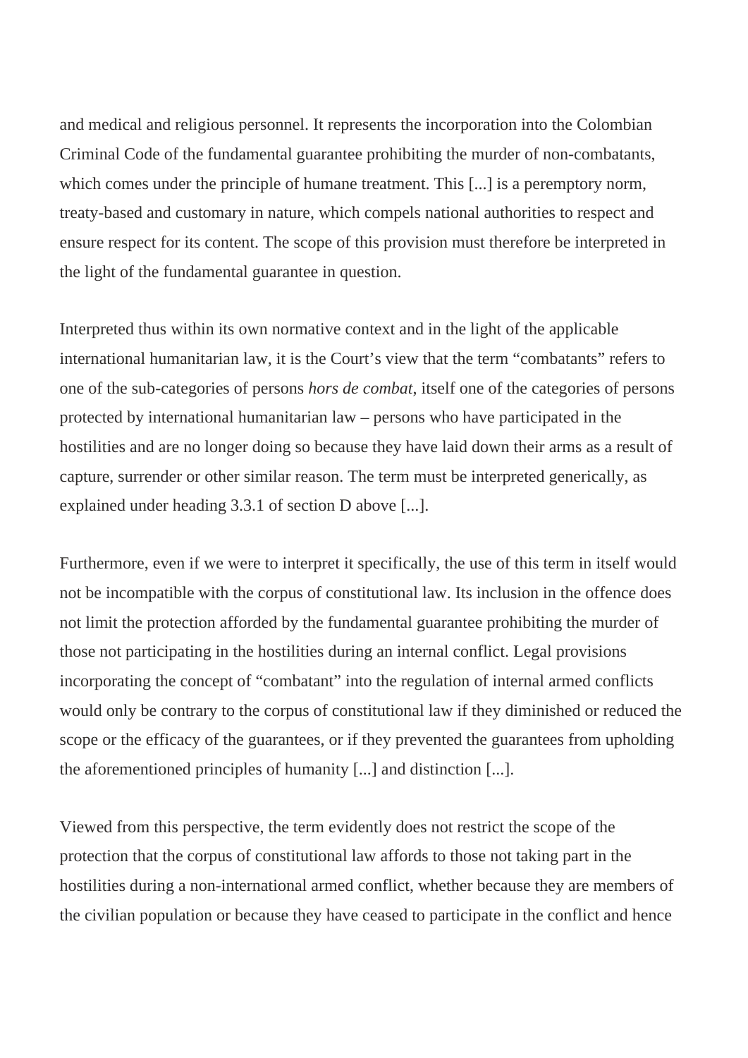and medical and religious personnel. It represents the incorporation into the Colombian Criminal Code of the fundamental guarantee prohibiting the murder of non-combatants, which comes under the principle of humane treatment. This [...] is a peremptory norm, treaty-based and customary in nature, which compels national authorities to respect and ensure respect for its content. The scope of this provision must therefore be interpreted in the light of the fundamental guarantee in question.

Interpreted thus within its own normative context and in the light of the applicable international humanitarian law, it is the Court's view that the term "combatants" refers to one of the sub-categories of persons *hors de combat*, itself one of the categories of persons protected by international humanitarian law – persons who have participated in the hostilities and are no longer doing so because they have laid down their arms as a result of capture, surrender or other similar reason. The term must be interpreted generically, as explained under heading 3.3.1 of section D above [...].

Furthermore, even if we were to interpret it specifically, the use of this term in itself would not be incompatible with the corpus of constitutional law. Its inclusion in the offence does not limit the protection afforded by the fundamental guarantee prohibiting the murder of those not participating in the hostilities during an internal conflict. Legal provisions incorporating the concept of "combatant" into the regulation of internal armed conflicts would only be contrary to the corpus of constitutional law if they diminished or reduced the scope or the efficacy of the guarantees, or if they prevented the guarantees from upholding the aforementioned principles of humanity [...] and distinction [...].

Viewed from this perspective, the term evidently does not restrict the scope of the protection that the corpus of constitutional law affords to those not taking part in the hostilities during a non-international armed conflict, whether because they are members of the civilian population or because they have ceased to participate in the conflict and hence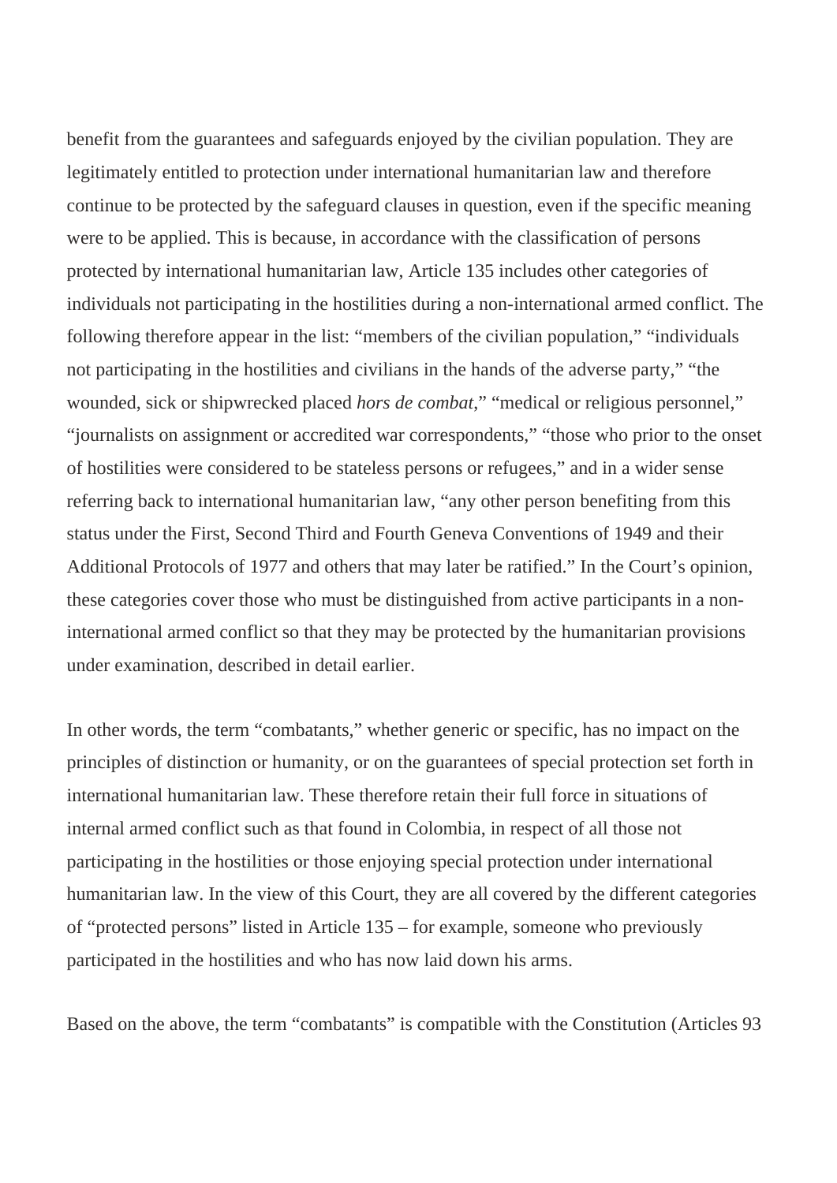benefit from the guarantees and safeguards enjoyed by the civilian population. They are legitimately entitled to protection under international humanitarian law and therefore continue to be protected by the safeguard clauses in question, even if the specific meaning were to be applied. This is because, in accordance with the classification of persons protected by international humanitarian law, Article 135 includes other categories of individuals not participating in the hostilities during a non-international armed conflict. The following therefore appear in the list: "members of the civilian population," "individuals not participating in the hostilities and civilians in the hands of the adverse party," "the wounded, sick or shipwrecked placed *hors de combat*," "medical or religious personnel," "journalists on assignment or accredited war correspondents," "those who prior to the onset of hostilities were considered to be stateless persons or refugees," and in a wider sense referring back to international humanitarian law, "any other person benefiting from this status under the First, Second Third and Fourth Geneva Conventions of 1949 and their Additional Protocols of 1977 and others that may later be ratified." In the Court's opinion, these categories cover those who must be distinguished from active participants in a non-international armed conflict so that they may be protected by the humanitarian provisions under examination, described in detail earlier.

In other words, the term "combatants," whether generic or specific, has no impact on the principles of distinction or humanity, or on the guarantees of special protection set forth in international humanitarian law. These therefore retain their full force in situations of internal armed conflict such as that found in Colombia, in respect of all those not participating in the hostilities or those enjoying special protection under international humanitarian law. In the view of this Court, they are all covered by the different categories of "protected persons" listed in Article 135 – for example, someone who previously participated in the hostilities and who has now laid down his arms.

Based on the above, the term "combatants" is compatible with the Constitution (Articles 93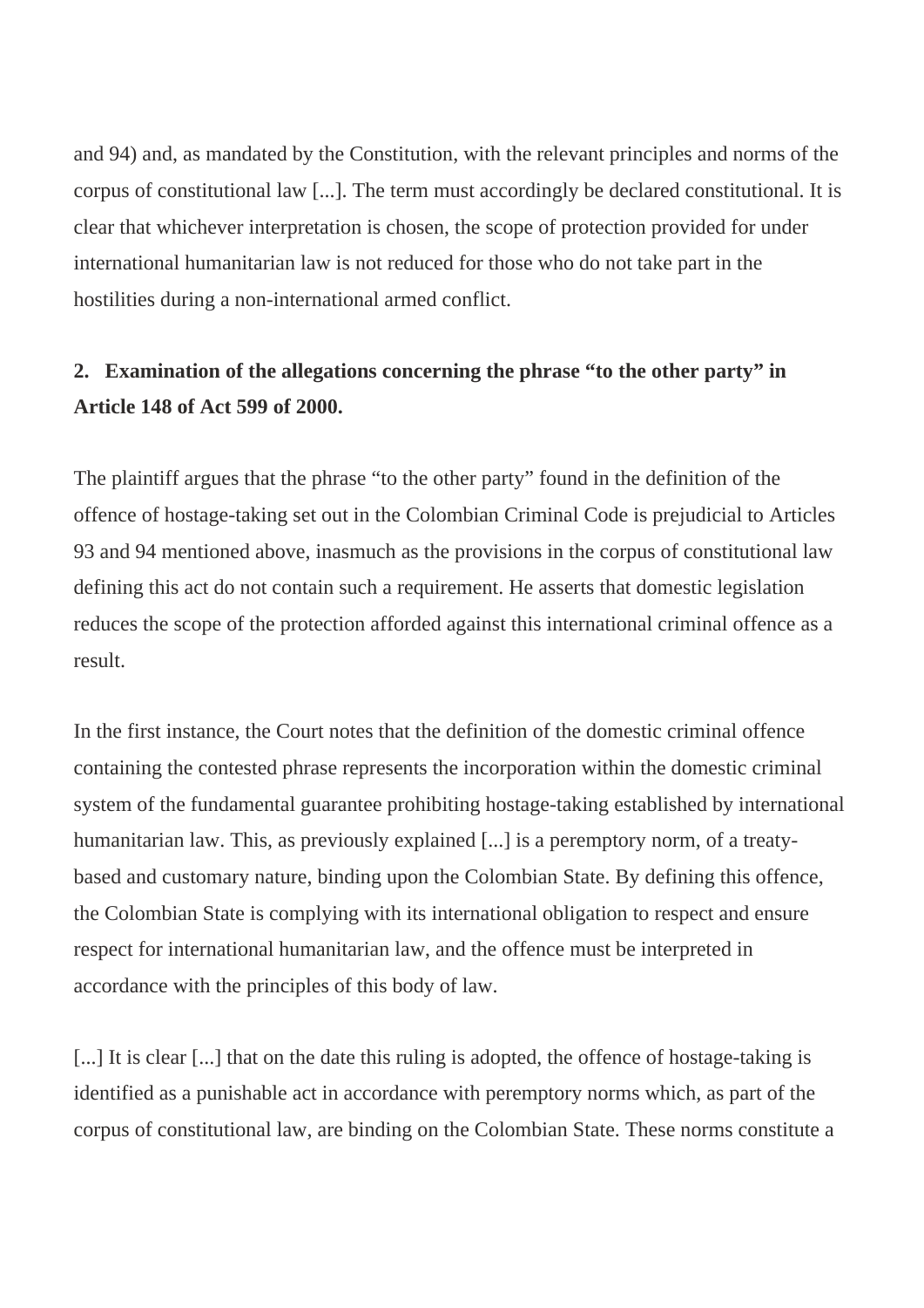and 94) and, as mandated by the Constitution, with the relevant principles and norms of the corpus of constitutional law [...]. The term must accordingly be declared constitutional. It is clear that whichever interpretation is chosen, the scope of protection provided for under international humanitarian law is not reduced for those who do not take part in the hostilities during a non-international armed conflict.

**2. Examination of the allegations concerning the phrase "to the other party" in Article 148 of Act 599 of 2000.**

The plaintiff argues that the phrase "to the other party" found in the definition of the offence of hostage-taking set out in the Colombian Criminal Code is prejudicial to Articles 93 and 94 mentioned above, inasmuch as the provisions in the corpus of constitutional law defining this act do not contain such a requirement. He asserts that domestic legislation reduces the scope of the protection afforded against this international criminal offence as a result.

In the first instance, the Court notes that the definition of the domestic criminal offence containing the contested phrase represents the incorporation within the domestic criminal system of the fundamental guarantee prohibiting hostage-taking established by international humanitarian law. This, as previously explained [...] is a peremptory norm, of a treaty-based and customary nature, binding upon the Colombian State. By defining this offence, the Colombian State is complying with its international obligation to respect and ensure respect for international humanitarian law, and the offence must be interpreted in accordance with the principles of this body of law.

[...] It is clear [...] that on the date this ruling is adopted, the offence of hostage-taking is identified as a punishable act in accordance with peremptory norms which, as part of the corpus of constitutional law, are binding on the Colombian State. These norms constitute a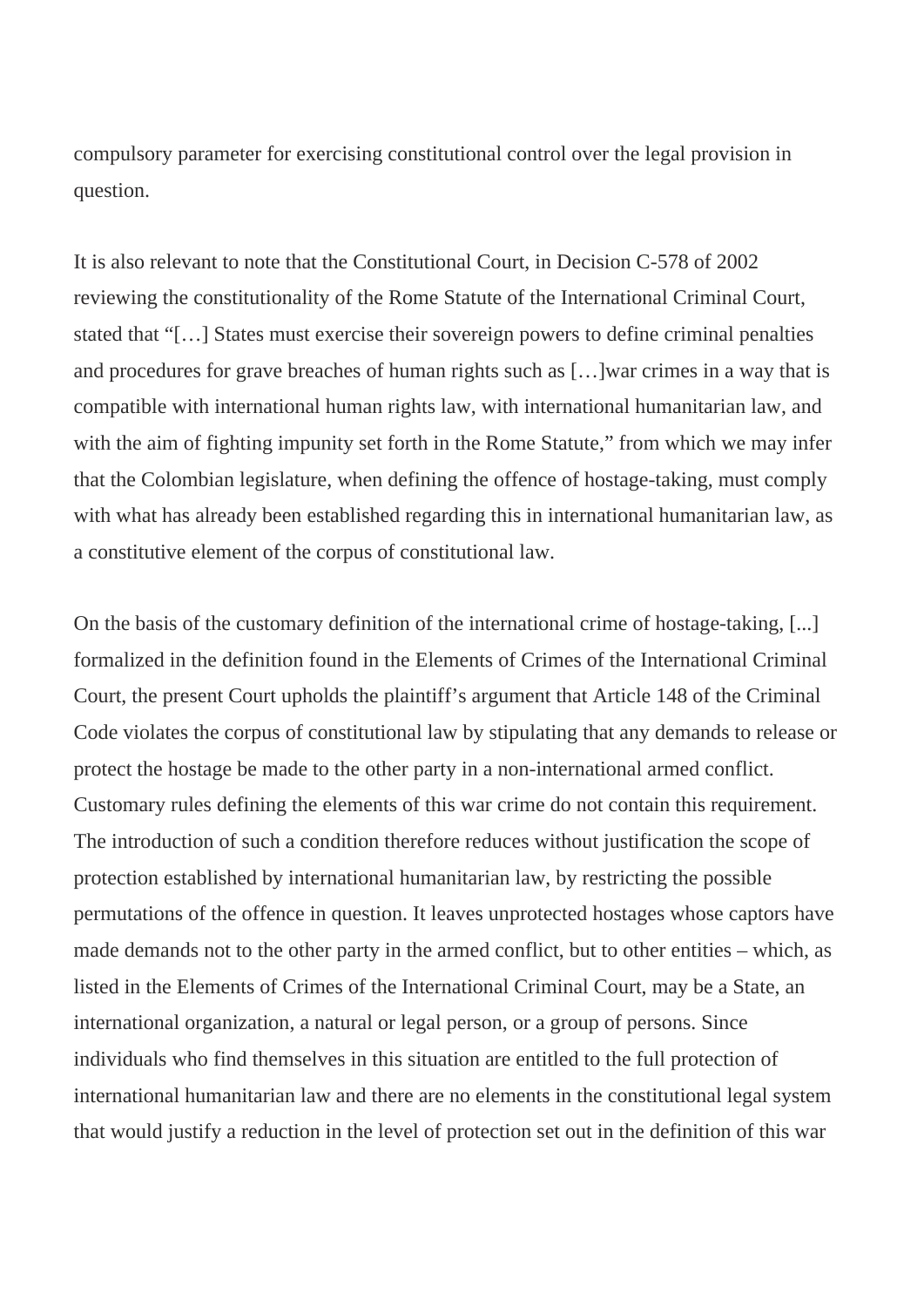compulsory parameter for exercising constitutional control over the legal provision in question.

It is also relevant to note that the Constitutional Court, in Decision C-578 of 2002 reviewing the constitutionality of the Rome Statute of the International Criminal Court, stated that "[…] States must exercise their sovereign powers to define criminal penalties and procedures for grave breaches of human rights such as […]war crimes in a way that is compatible with international human rights law, with international humanitarian law, and with the aim of fighting impunity set forth in the Rome Statute," from which we may infer that the Colombian legislature, when defining the offence of hostage-taking, must comply with what has already been established regarding this in international humanitarian law, as a constitutive element of the corpus of constitutional law.

On the basis of the customary definition of the international crime of hostage-taking, [...] formalized in the definition found in the Elements of Crimes of the International Criminal Court, the present Court upholds the plaintiff's argument that Article 148 of the Criminal Code violates the corpus of constitutional law by stipulating that any demands to release or protect the hostage be made to the other party in a non-international armed conflict. Customary rules defining the elements of this war crime do not contain this requirement. The introduction of such a condition therefore reduces without justification the scope of protection established by international humanitarian law, by restricting the possible permutations of the offence in question. It leaves unprotected hostages whose captors have made demands not to the other party in the armed conflict, but to other entities – which, as listed in the Elements of Crimes of the International Criminal Court, may be a State, an international organization, a natural or legal person, or a group of persons. Since individuals who find themselves in this situation are entitled to the full protection of international humanitarian law and there are no elements in the constitutional legal system that would justify a reduction in the level of protection set out in the definition of this war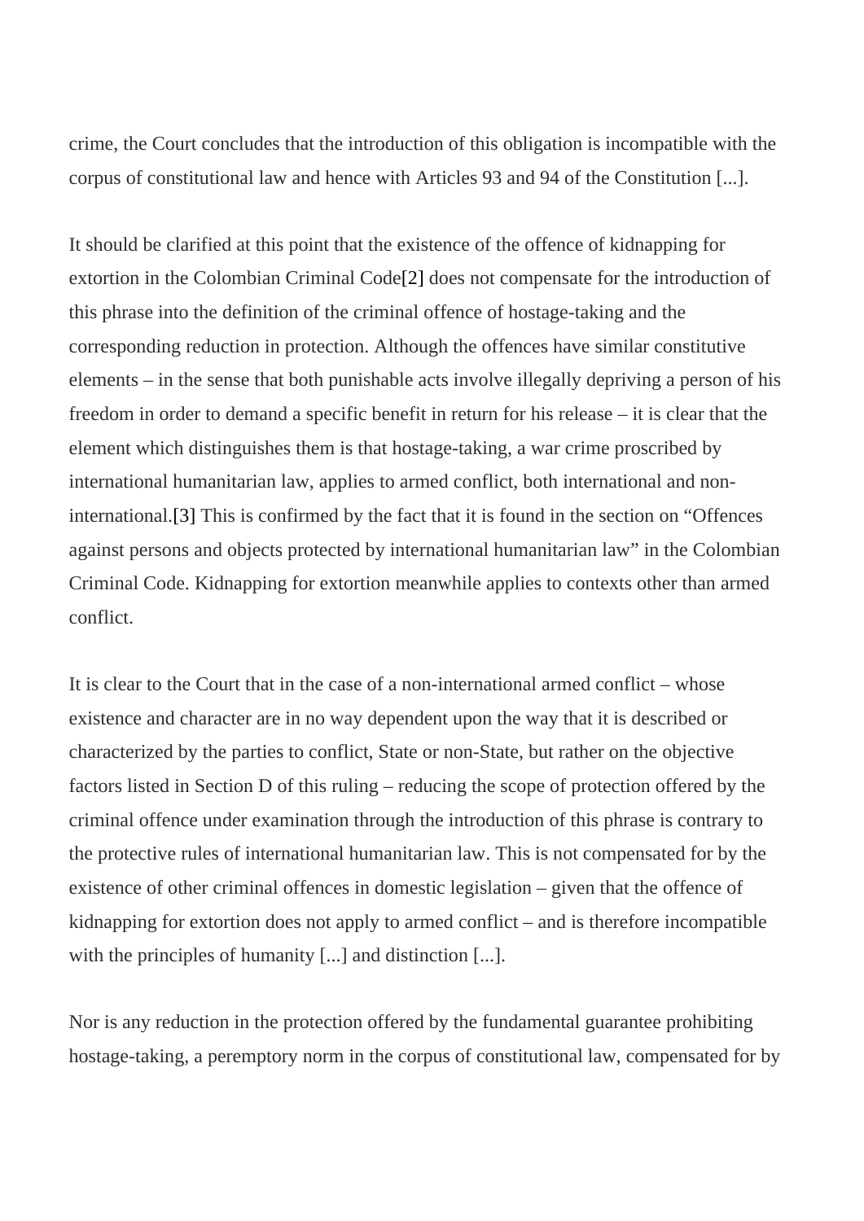crime, the Court concludes that the introduction of this obligation is incompatible with the corpus of constitutional law and hence with Articles 93 and 94 of the Constitution [...].

It should be clarified at this point that the existence of the offence of kidnapping for extortion in the Colombian Criminal Code[2] does not compensate for the introduction of this phrase into the definition of the criminal offence of hostage-taking and the corresponding reduction in protection. Although the offences have similar constitutive elements – in the sense that both punishable acts involve illegally depriving a person of his freedom in order to demand a specific benefit in return for his release – it is clear that the element which distinguishes them is that hostage-taking, a war crime proscribed by international humanitarian law, applies to armed conflict, both international and non-international.[3] This is confirmed by the fact that it is found in the section on "Offences against persons and objects protected by international humanitarian law" in the Colombian Criminal Code. Kidnapping for extortion meanwhile applies to contexts other than armed conflict.

It is clear to the Court that in the case of a non-international armed conflict – whose existence and character are in no way dependent upon the way that it is described or characterized by the parties to conflict, State or non-State, but rather on the objective factors listed in Section D of this ruling – reducing the scope of protection offered by the criminal offence under examination through the introduction of this phrase is contrary to the protective rules of international humanitarian law. This is not compensated for by the existence of other criminal offences in domestic legislation – given that the offence of kidnapping for extortion does not apply to armed conflict – and is therefore incompatible with the principles of humanity [...] and distinction [...].

Nor is any reduction in the protection offered by the fundamental guarantee prohibiting hostage-taking, a peremptory norm in the corpus of constitutional law, compensated for by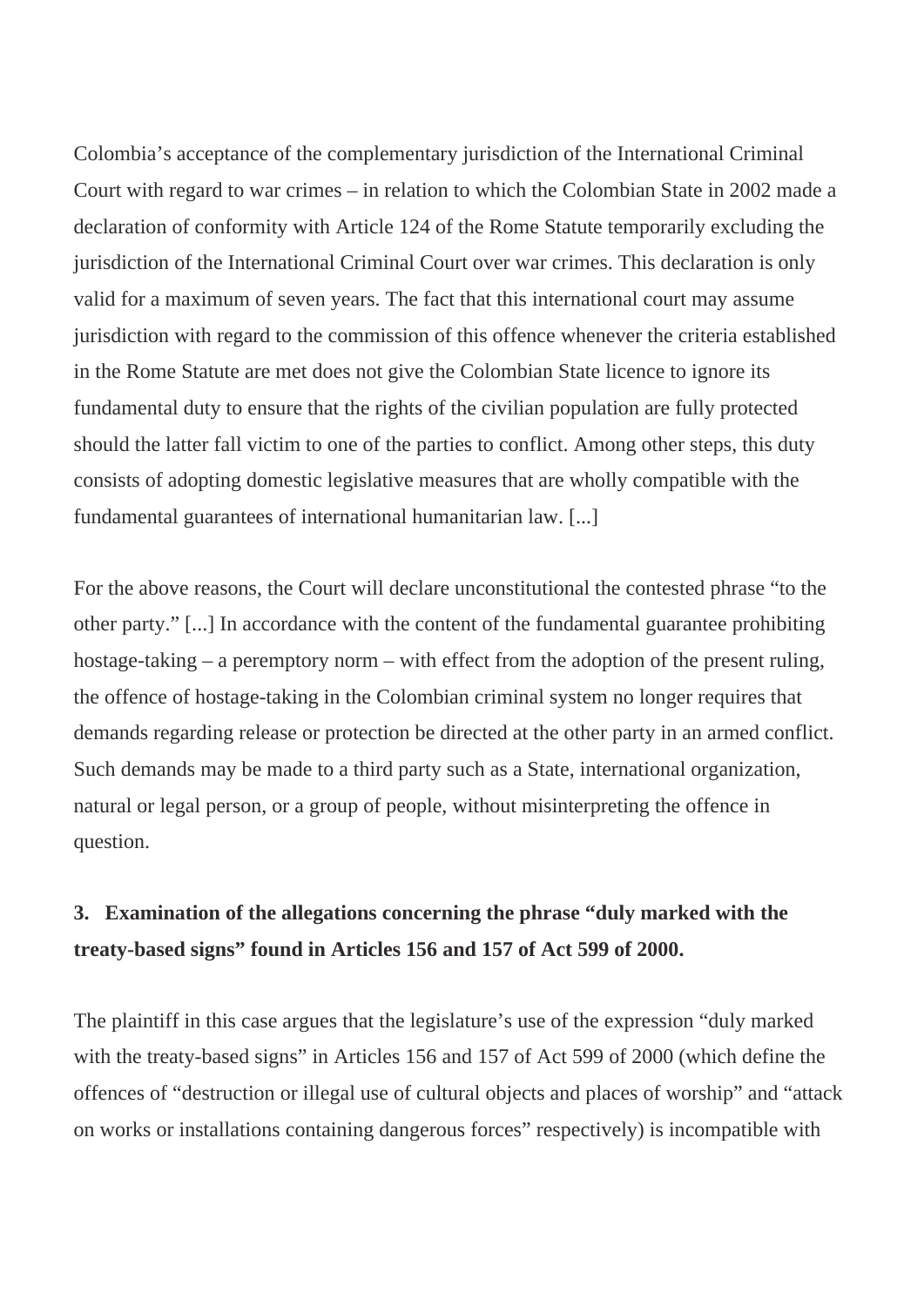Colombia’s acceptance of the complementary jurisdiction of the International Criminal Court with regard to war crimes – in relation to which the Colombian State in 2002 made a declaration of conformity with Article 124 of the Rome Statute temporarily excluding the jurisdiction of the International Criminal Court over war crimes. This declaration is only valid for a maximum of seven years. The fact that this international court may assume jurisdiction with regard to the commission of this offence whenever the criteria established in the Rome Statute are met does not give the Colombian State licence to ignore its fundamental duty to ensure that the rights of the civilian population are fully protected should the latter fall victim to one of the parties to conflict. Among other steps, this duty consists of adopting domestic legislative measures that are wholly compatible with the fundamental guarantees of international humanitarian law. [...]

For the above reasons, the Court will declare unconstitutional the contested phrase “to the other party.” [...] In accordance with the content of the fundamental guarantee prohibiting hostage-taking – a peremptory norm – with effect from the adoption of the present ruling, the offence of hostage-taking in the Colombian criminal system no longer requires that demands regarding release or protection be directed at the other party in an armed conflict. Such demands may be made to a third party such as a State, international organization, natural or legal person, or a group of people, without misinterpreting the offence in question.

**3. Examination of the allegations concerning the phrase “duly marked with the treaty-based signs” found in Articles 156 and 157 of Act 599 of 2000.**

The plaintiff in this case argues that the legislature’s use of the expression “duly marked with the treaty-based signs” in Articles 156 and 157 of Act 599 of 2000 (which define the offences of “destruction or illegal use of cultural objects and places of worship” and “attack on works or installations containing dangerous forces” respectively) is incompatible with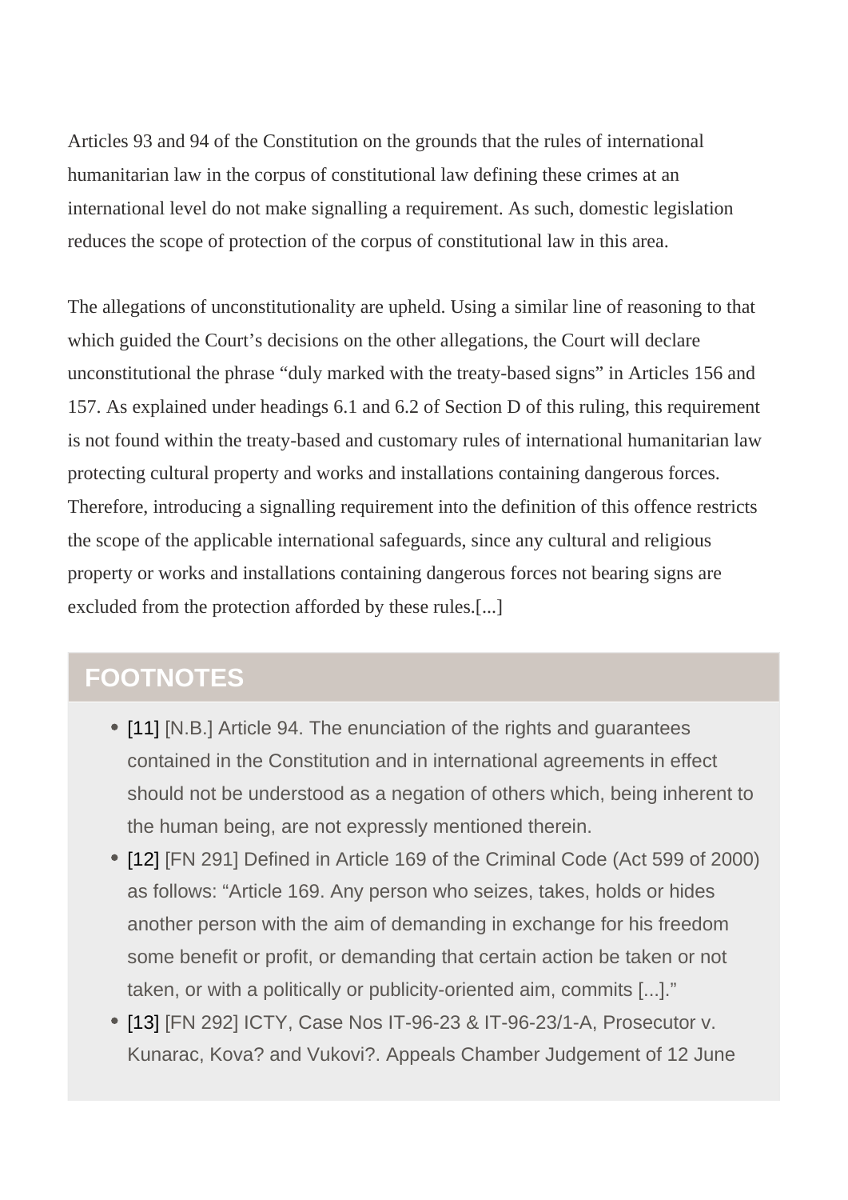Articles 93 and 94 of the Constitution on the grounds that the rules of international humanitarian law in the corpus of constitutional law defining these crimes at an international level do not make signalling a requirement. As such, domestic legislation reduces the scope of protection of the corpus of constitutional law in this area.

The allegations of unconstitutionality are upheld. Using a similar line of reasoning to that which guided the Court's decisions on the other allegations, the Court will declare unconstitutional the phrase "duly marked with the treaty-based signs" in Articles 156 and 157. As explained under headings 6.1 and 6.2 of Section D of this ruling, this requirement is not found within the treaty-based and customary rules of international humanitarian law protecting cultural property and works and installations containing dangerous forces. Therefore, introducing a signalling requirement into the definition of this offence restricts the scope of the applicable international safeguards, since any cultural and religious property or works and installations containing dangerous forces not bearing signs are excluded from the protection afforded by these rules.[...]

## FOOTNOTES

- [11] [N.B.] Article 94. The enunciation of the rights and guarantees contained in the Constitution and in international agreements in effect should not be understood as a negation of others which, being inherent to the human being, are not expressly mentioned therein.
- [12] [FN 291] Defined in Article 169 of the Criminal Code (Act 599 of 2000) as follows: "Article 169. Any person who seizes, takes, holds or hides another person with the aim of demanding in exchange for his freedom some benefit or profit, or demanding that certain action be taken or not taken, or with a politically or publicity-oriented aim, commits [...]."
- [13] [FN 292] ICTY, Case Nos IT-96-23 & IT-96-23/1-A, Prosecutor v. Kunarac, Kova? and Vukovi?. Appeals Chamber Judgement of 12 June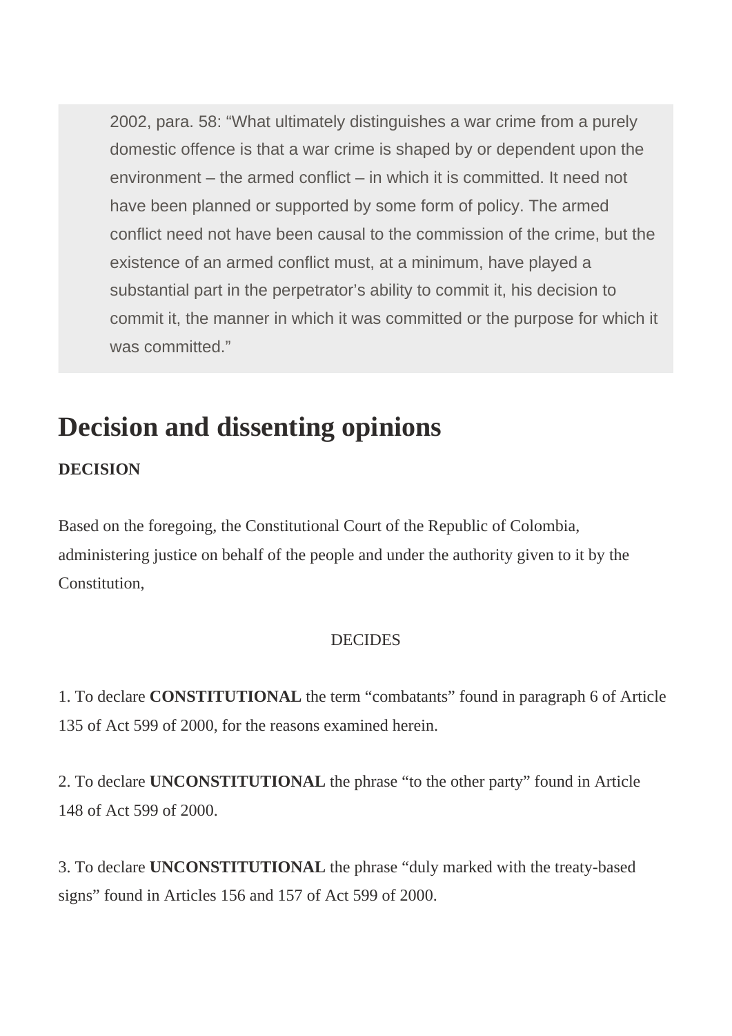> 2002, para. 58: "What ultimately distinguishes a war crime from a purely domestic offence is that a war crime is shaped by or dependent upon the environment – the armed conflict – in which it is committed. It need not have been planned or supported by some form of policy. The armed conflict need not have been causal to the commission of the crime, but the existence of an armed conflict must, at a minimum, have played a substantial part in the perpetrator's ability to commit it, his decision to commit it, the manner in which it was committed or the purpose for which it was committed."

# Decision and dissenting opinions

**DECISION**

Based on the foregoing, the Constitutional Court of the Republic of Colombia, administering justice on behalf of the people and under the authority given to it by the Constitution,

DECIDES

1. To declare **CONSTITUTIONAL** the term "combatants" found in paragraph 6 of Article 135 of Act 599 of 2000, for the reasons examined herein.

2. To declare **UNCONSTITUTIONAL** the phrase "to the other party" found in Article 148 of Act 599 of 2000.

3. To declare **UNCONSTITUTIONAL** the phrase "duly marked with the treaty-based signs" found in Articles 156 and 157 of Act 599 of 2000.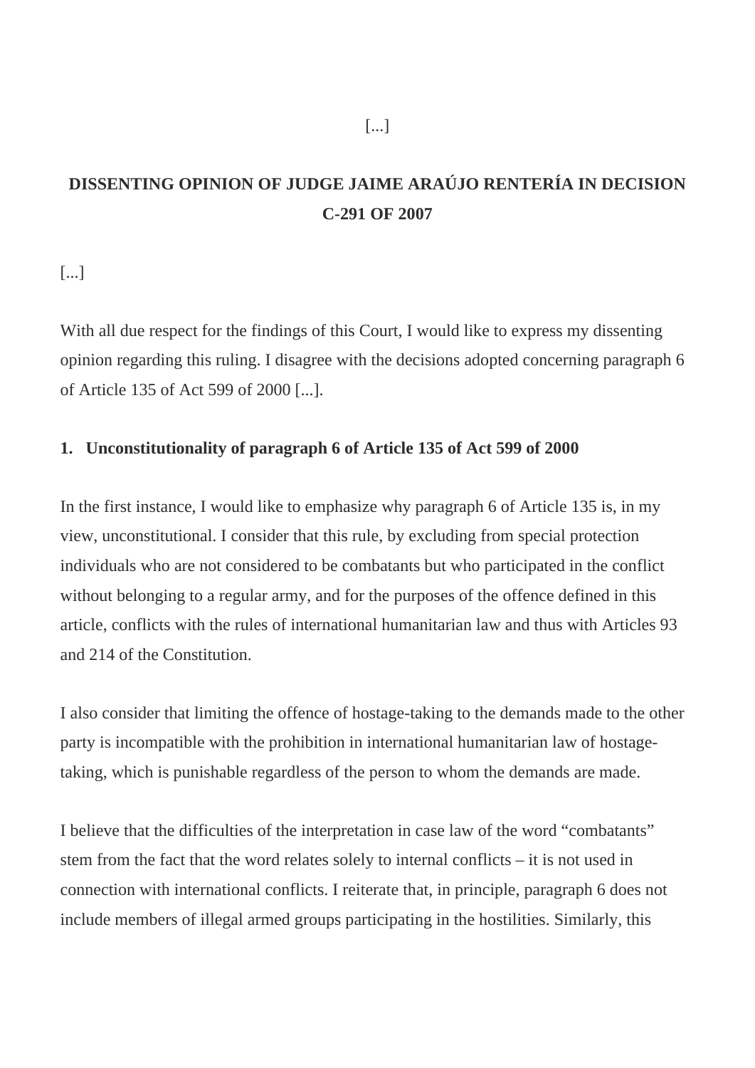[...]

## DISSENTING OPINION OF JUDGE JAIME ARAÚJO RENTERÍA IN DECISION C-291 OF 2007

[...]

With all due respect for the findings of this Court, I would like to express my dissenting opinion regarding this ruling. I disagree with the decisions adopted concerning paragraph 6 of Article 135 of Act 599 of 2000 [...].

### 1. Unconstitutionality of paragraph 6 of Article 135 of Act 599 of 2000

In the first instance, I would like to emphasize why paragraph 6 of Article 135 is, in my view, unconstitutional. I consider that this rule, by excluding from special protection individuals who are not considered to be combatants but who participated in the conflict without belonging to a regular army, and for the purposes of the offence defined in this article, conflicts with the rules of international humanitarian law and thus with Articles 93 and 214 of the Constitution.

I also consider that limiting the offence of hostage-taking to the demands made to the other party is incompatible with the prohibition in international humanitarian law of hostage-taking, which is punishable regardless of the person to whom the demands are made.

I believe that the difficulties of the interpretation in case law of the word "combatants" stem from the fact that the word relates solely to internal conflicts – it is not used in connection with international conflicts. I reiterate that, in principle, paragraph 6 does not include members of illegal armed groups participating in the hostilities. Similarly, this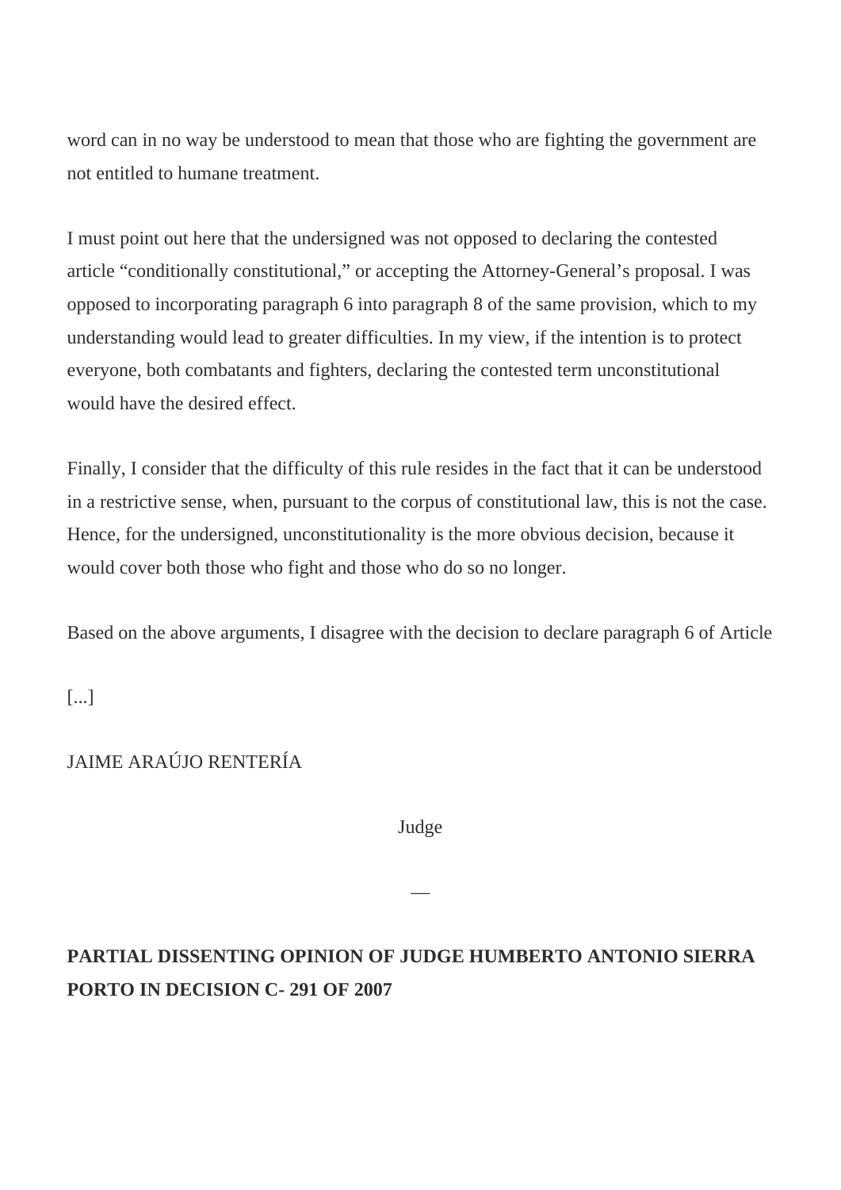word can in no way be understood to mean that those who are fighting the government are not entitled to humane treatment.

I must point out here that the undersigned was not opposed to declaring the contested article "conditionally constitutional," or accepting the Attorney-General's proposal. I was opposed to incorporating paragraph 6 into paragraph 8 of the same provision, which to my understanding would lead to greater difficulties. In my view, if the intention is to protect everyone, both combatants and fighters, declaring the contested term unconstitutional would have the desired effect.

Finally, I consider that the difficulty of this rule resides in the fact that it can be understood in a restrictive sense, when, pursuant to the corpus of constitutional law, this is not the case. Hence, for the undersigned, unconstitutionality is the more obvious decision, because it would cover both those who fight and those who do so no longer.

Based on the above arguments, I disagree with the decision to declare paragraph 6 of Article

[...]

JAIME ARAÚJO RENTERÍA

Judge

—

**PARTIAL DISSENTING OPINION OF JUDGE HUMBERTO ANTONIO SIERRA PORTO IN DECISION C- 291 OF 2007**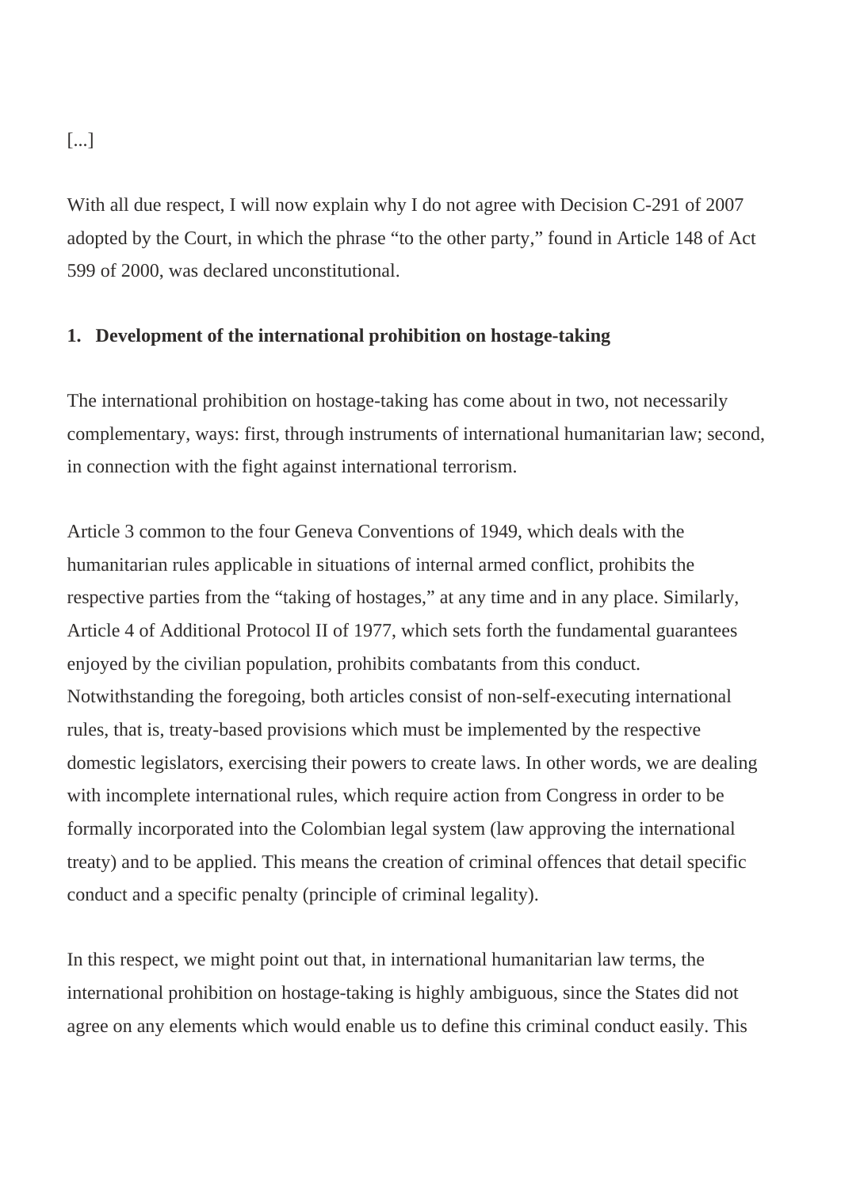[...]

With all due respect, I will now explain why I do not agree with Decision C-291 of 2007 adopted by the Court, in which the phrase “to the other party,” found in Article 148 of Act 599 of 2000, was declared unconstitutional.

## 1. Development of the international prohibition on hostage-taking

The international prohibition on hostage-taking has come about in two, not necessarily complementary, ways: first, through instruments of international humanitarian law; second, in connection with the fight against international terrorism.

Article 3 common to the four Geneva Conventions of 1949, which deals with the humanitarian rules applicable in situations of internal armed conflict, prohibits the respective parties from the “taking of hostages,” at any time and in any place. Similarly, Article 4 of Additional Protocol II of 1977, which sets forth the fundamental guarantees enjoyed by the civilian population, prohibits combatants from this conduct. Notwithstanding the foregoing, both articles consist of non-self-executing international rules, that is, treaty-based provisions which must be implemented by the respective domestic legislators, exercising their powers to create laws. In other words, we are dealing with incomplete international rules, which require action from Congress in order to be formally incorporated into the Colombian legal system (law approving the international treaty) and to be applied. This means the creation of criminal offences that detail specific conduct and a specific penalty (principle of criminal legality).

In this respect, we might point out that, in international humanitarian law terms, the international prohibition on hostage-taking is highly ambiguous, since the States did not agree on any elements which would enable us to define this criminal conduct easily. This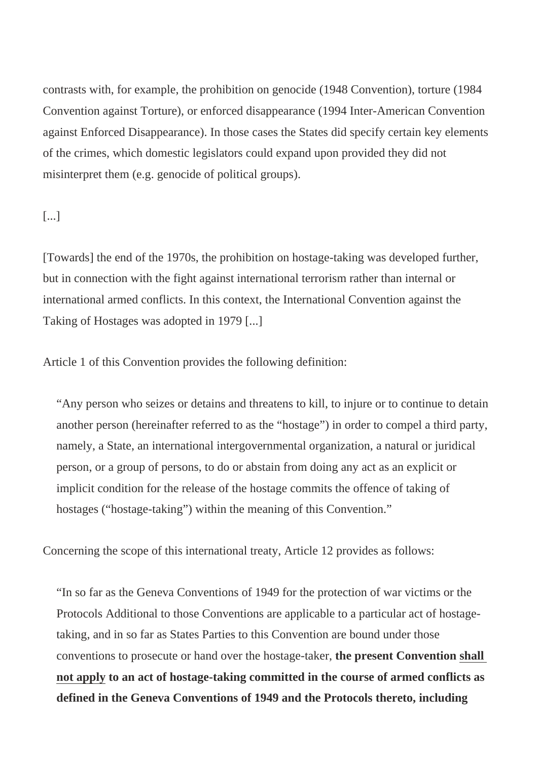contrasts with, for example, the prohibition on genocide (1948 Convention), torture (1984 Convention against Torture), or enforced disappearance (1994 Inter-American Convention against Enforced Disappearance). In those cases the States did specify certain key elements of the crimes, which domestic legislators could expand upon provided they did not misinterpret them (e.g. genocide of political groups).

[...]

[Towards] the end of the 1970s, the prohibition on hostage-taking was developed further, but in connection with the fight against international terrorism rather than internal or international armed conflicts. In this context, the International Convention against the Taking of Hostages was adopted in 1979 [...]

Article 1 of this Convention provides the following definition:

> "Any person who seizes or detains and threatens to kill, to injure or to continue to detain another person (hereinafter referred to as the "hostage") in order to compel a third party, namely, a State, an international intergovernmental organization, a natural or juridical person, or a group of persons, to do or abstain from doing any act as an explicit or implicit condition for the release of the hostage commits the offence of taking of hostages ("hostage-taking") within the meaning of this Convention."

Concerning the scope of this international treaty, Article 12 provides as follows:

> "In so far as the Geneva Conventions of 1949 for the protection of war victims or the Protocols Additional to those Conventions are applicable to a particular act of hostage-taking, and in so far as States Parties to this Convention are bound under those conventions to prosecute or hand over the hostage-taker, **the present Convention <u>shall not apply</u> to an act of hostage-taking committed in the course of armed conflicts as defined in the Geneva Conventions of 1949 and the Protocols thereto, including**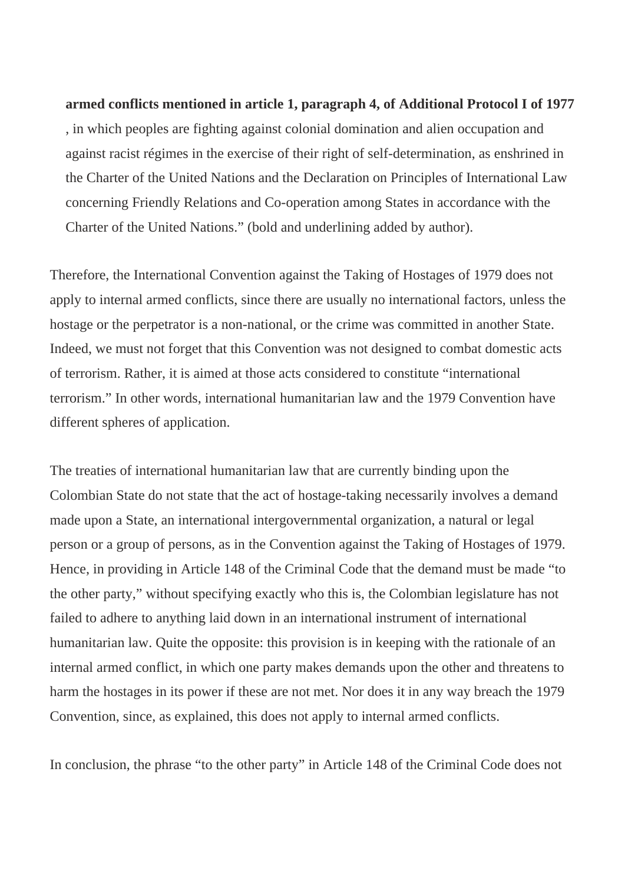**armed conflicts mentioned in article 1, paragraph 4, of Additional Protocol I of 1977** , in which peoples are fighting against colonial domination and alien occupation and against racist régimes in the exercise of their right of self-determination, as enshrined in the Charter of the United Nations and the Declaration on Principles of International Law concerning Friendly Relations and Co-operation among States in accordance with the Charter of the United Nations." (bold and underlining added by author).

Therefore, the International Convention against the Taking of Hostages of 1979 does not apply to internal armed conflicts, since there are usually no international factors, unless the hostage or the perpetrator is a non-national, or the crime was committed in another State. Indeed, we must not forget that this Convention was not designed to combat domestic acts of terrorism. Rather, it is aimed at those acts considered to constitute "international terrorism." In other words, international humanitarian law and the 1979 Convention have different spheres of application.

The treaties of international humanitarian law that are currently binding upon the Colombian State do not state that the act of hostage-taking necessarily involves a demand made upon a State, an international intergovernmental organization, a natural or legal person or a group of persons, as in the Convention against the Taking of Hostages of 1979. Hence, in providing in Article 148 of the Criminal Code that the demand must be made "to the other party," without specifying exactly who this is, the Colombian legislature has not failed to adhere to anything laid down in an international instrument of international humanitarian law. Quite the opposite: this provision is in keeping with the rationale of an internal armed conflict, in which one party makes demands upon the other and threatens to harm the hostages in its power if these are not met. Nor does it in any way breach the 1979 Convention, since, as explained, this does not apply to internal armed conflicts.

In conclusion, the phrase "to the other party" in Article 148 of the Criminal Code does not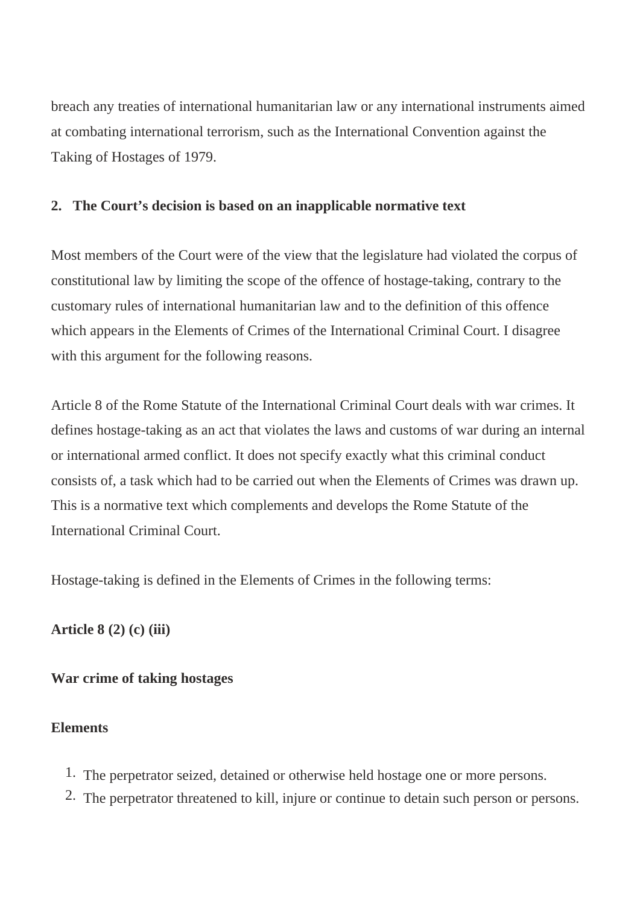breach any treaties of international humanitarian law or any international instruments aimed at combating international terrorism, such as the International Convention against the Taking of Hostages of 1979.

**2. The Court's decision is based on an inapplicable normative text**

Most members of the Court were of the view that the legislature had violated the corpus of constitutional law by limiting the scope of the offence of hostage-taking, contrary to the customary rules of international humanitarian law and to the definition of this offence which appears in the Elements of Crimes of the International Criminal Court. I disagree with this argument for the following reasons.

Article 8 of the Rome Statute of the International Criminal Court deals with war crimes. It defines hostage-taking as an act that violates the laws and customs of war during an internal or international armed conflict. It does not specify exactly what this criminal conduct consists of, a task which had to be carried out when the Elements of Crimes was drawn up. This is a normative text which complements and develops the Rome Statute of the International Criminal Court.

Hostage-taking is defined in the Elements of Crimes in the following terms:

**Article 8 (2) (c) (iii)**

**War crime of taking hostages**

**Elements**

1. The perpetrator seized, detained or otherwise held hostage one or more persons.
2. The perpetrator threatened to kill, injure or continue to detain such person or persons.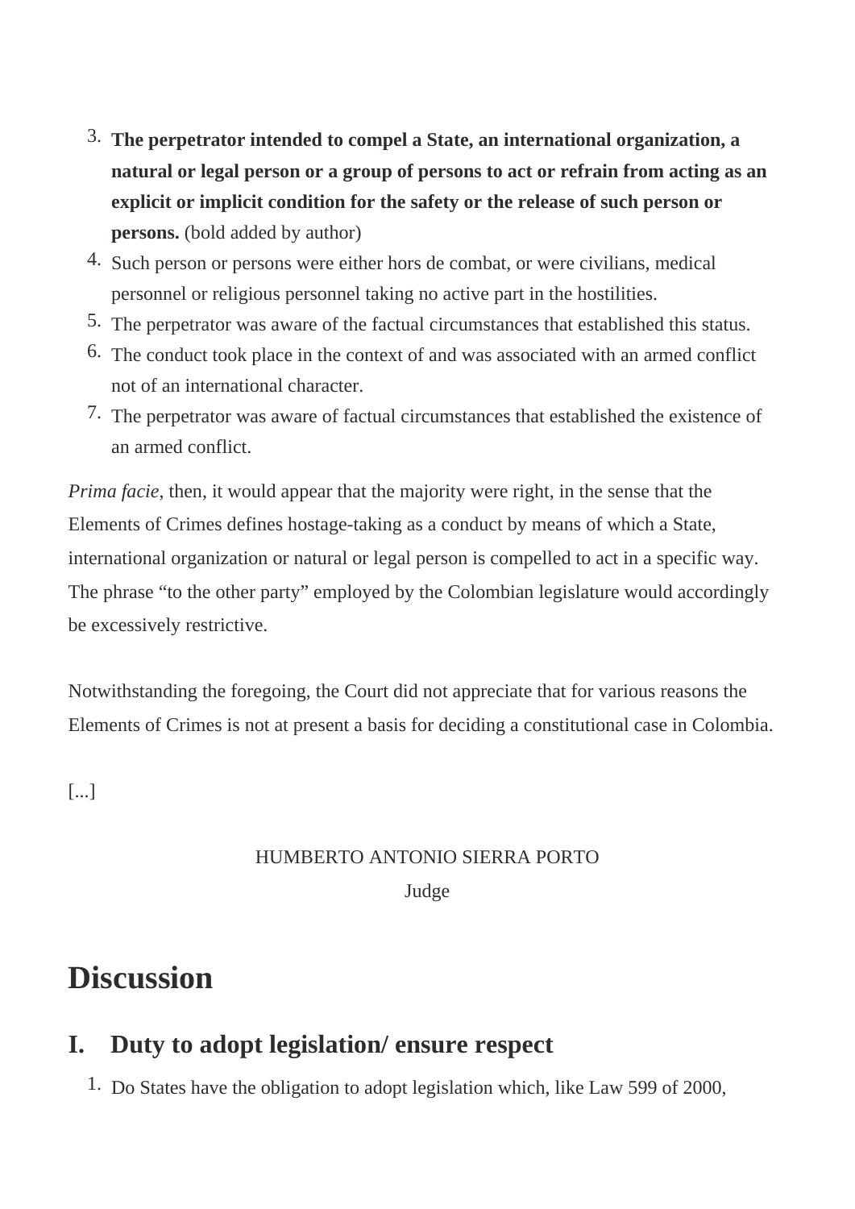3. **The perpetrator intended to compel a State, an international organization, a natural or legal person or a group of persons to act or refrain from acting as an explicit or implicit condition for the safety or the release of such person or persons.** (bold added by author)
4. Such person or persons were either hors de combat, or were civilians, medical personnel or religious personnel taking no active part in the hostilities.
5. The perpetrator was aware of the factual circumstances that established this status.
6. The conduct took place in the context of and was associated with an armed conflict not of an international character.
7. The perpetrator was aware of factual circumstances that established the existence of an armed conflict.

*Prima facie*, then, it would appear that the majority were right, in the sense that the Elements of Crimes defines hostage-taking as a conduct by means of which a State, international organization or natural or legal person is compelled to act in a specific way. The phrase “to the other party” employed by the Colombian legislature would accordingly be excessively restrictive.

Notwithstanding the foregoing, the Court did not appreciate that for various reasons the Elements of Crimes is not at present a basis for deciding a constitutional case in Colombia.

[...]

HUMBERTO ANTONIO SIERRA PORTO
Judge

# Discussion

## I. Duty to adopt legislation/ ensure respect

1. Do States have the obligation to adopt legislation which, like Law 599 of 2000,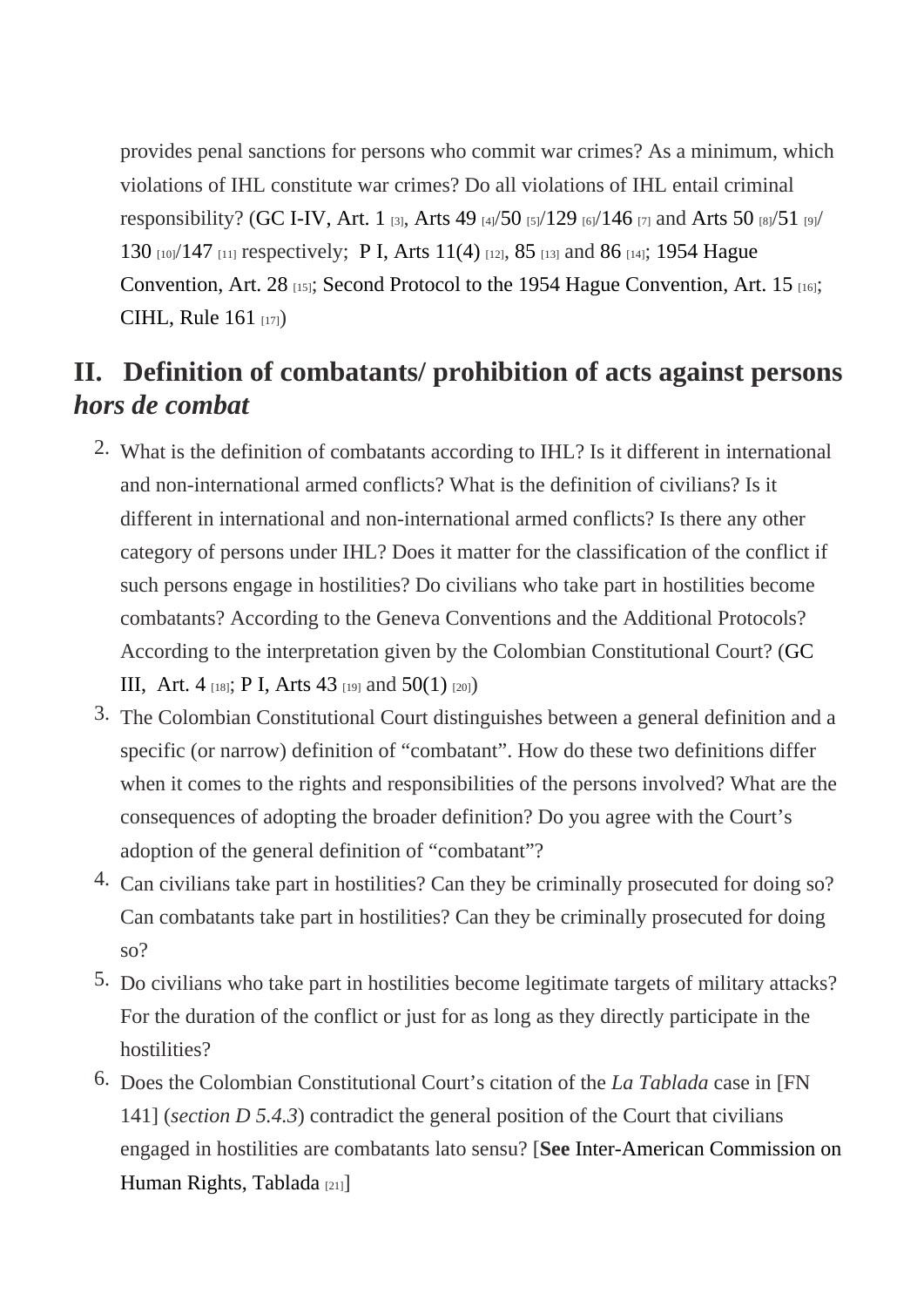provides penal sanctions for persons who commit war crimes? As a minimum, which violations of IHL constitute war crimes? Do all violations of IHL entail criminal responsibility? (GC I-IV, Art. 1 [3], Arts 49 [4]/50 [5]/129 [6]/146 [7] and Arts 50 [8]/51 [9]/130 [10]/147 [11] respectively; P I, Arts 11(4) [12], 85 [13] and 86 [14]; 1954 Hague Convention, Art. 28 [15]; Second Protocol to the 1954 Hague Convention, Art. 15 [16]; CIHL, Rule 161 [17])

## II. Definition of combatants/ prohibition of acts against persons *hors de combat*

2. What is the definition of combatants according to IHL? Is it different in international and non-international armed conflicts? What is the definition of civilians? Is it different in international and non-international armed conflicts? Is there any other category of persons under IHL? Does it matter for the classification of the conflict if such persons engage in hostilities? Do civilians who take part in hostilities become combatants? According to the Geneva Conventions and the Additional Protocols? According to the interpretation given by the Colombian Constitutional Court? (GC III, Art. 4 [18]; P I, Arts 43 [19] and 50(1) [20])
3. The Colombian Constitutional Court distinguishes between a general definition and a specific (or narrow) definition of "combatant". How do these two definitions differ when it comes to the rights and responsibilities of the persons involved? What are the consequences of adopting the broader definition? Do you agree with the Court's adoption of the general definition of "combatant"?
4. Can civilians take part in hostilities? Can they be criminally prosecuted for doing so? Can combatants take part in hostilities? Can they be criminally prosecuted for doing so?
5. Do civilians who take part in hostilities become legitimate targets of military attacks? For the duration of the conflict or just for as long as they directly participate in the hostilities?
6. Does the Colombian Constitutional Court's citation of the *La Tablada* case in [FN 141] (*section D 5.4.3*) contradict the general position of the Court that civilians engaged in hostilities are combatants lato sensu? [**See** Inter-American Commission on Human Rights, Tablada [21]]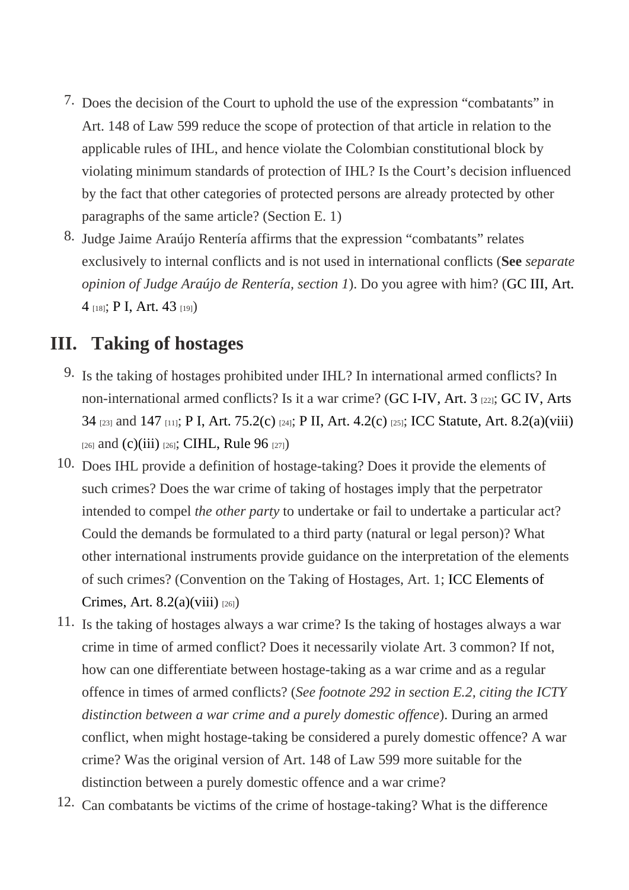7. Does the decision of the Court to uphold the use of the expression "combatants" in Art. 148 of Law 599 reduce the scope of protection of that article in relation to the applicable rules of IHL, and hence violate the Colombian constitutional block by violating minimum standards of protection of IHL? Is the Court's decision influenced by the fact that other categories of protected persons are already protected by other paragraphs of the same article? (Section E. 1)
8. Judge Jaime Araújo Rentería affirms that the expression "combatants" relates exclusively to internal conflicts and is not used in international conflicts (**See** *separate opinion of Judge Araújo de Rentería, section 1*). Do you agree with him? (GC III, Art. 4 [18]; P I, Art. 43 [19])

## III. Taking of hostages

9. Is the taking of hostages prohibited under IHL? In international armed conflicts? In non-international armed conflicts? Is it a war crime? (GC I-IV, Art. 3 [22]; GC IV, Arts 34 [23] and 147 [11]; P I, Art. 75.2(c) [24]; P II, Art. 4.2(c) [25]; ICC Statute, Art. 8.2(a)(viii) [26] and (c)(iii) [26]; CIHL, Rule 96 [27])
10. Does IHL provide a definition of hostage-taking? Does it provide the elements of such crimes? Does the war crime of taking of hostages imply that the perpetrator intended to compel *the other party* to undertake or fail to undertake a particular act? Could the demands be formulated to a third party (natural or legal person)? What other international instruments provide guidance on the interpretation of the elements of such crimes? (Convention on the Taking of Hostages, Art. 1; ICC Elements of Crimes, Art. 8.2(a)(viii) [26])
11. Is the taking of hostages always a war crime? Is the taking of hostages always a war crime in time of armed conflict? Does it necessarily violate Art. 3 common? If not, how can one differentiate between hostage-taking as a war crime and as a regular offence in times of armed conflicts? (*See footnote 292 in section E.2, citing the ICTY distinction between a war crime and a purely domestic offence*). During an armed conflict, when might hostage-taking be considered a purely domestic offence? A war crime? Was the original version of Art. 148 of Law 599 more suitable for the distinction between a purely domestic offence and a war crime?
12. Can combatants be victims of the crime of hostage-taking? What is the difference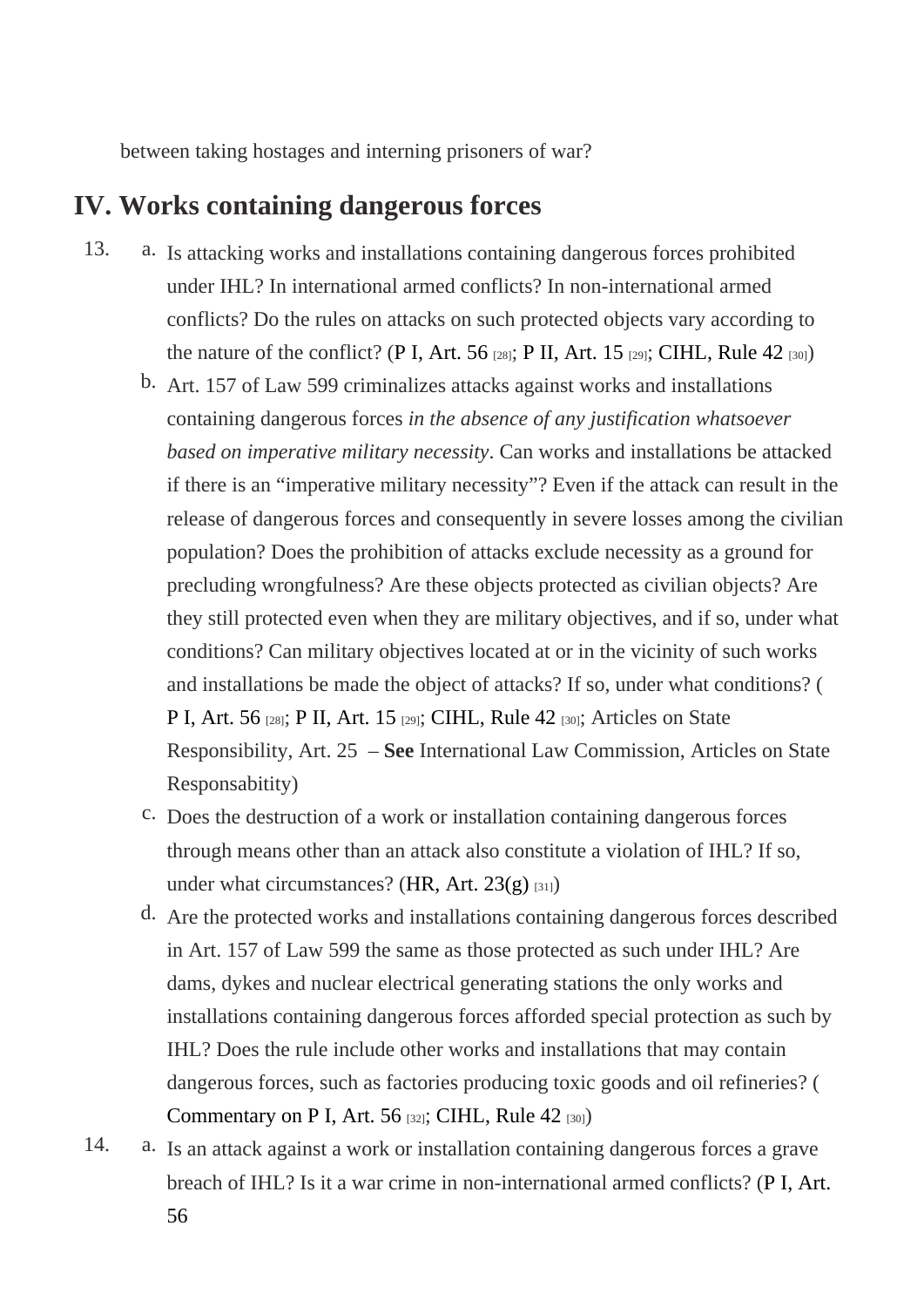between taking hostages and interning prisoners of war?

## IV. Works containing dangerous forces

13. a. Is attacking works and installations containing dangerous forces prohibited under IHL? In international armed conflicts? In non-international armed conflicts? Do the rules on attacks on such protected objects vary according to the nature of the conflict? (P I, Art. 56 [28]; P II, Art. 15 [29]; CIHL, Rule 42 [30])

    b. Art. 157 of Law 599 criminalizes attacks against works and installations containing dangerous forces *in the absence of any justification whatsoever based on imperative military necessity*. Can works and installations be attacked if there is an "imperative military necessity"? Even if the attack can result in the release of dangerous forces and consequently in severe losses among the civilian population? Does the prohibition of attacks exclude necessity as a ground for precluding wrongfulness? Are these objects protected as civilian objects? Are they still protected even when they are military objectives, and if so, under what conditions? Can military objectives located at or in the vicinity of such works and installations be made the object of attacks? If so, under what conditions? (P I, Art. 56 [28]; P II, Art. 15 [29]; CIHL, Rule 42 [30]; Articles on State Responsibility, Art. 25 – **See** International Law Commission, Articles on State Responsabitity)

    c. Does the destruction of a work or installation containing dangerous forces through means other than an attack also constitute a violation of IHL? If so, under what circumstances? (HR, Art. 23(g) [31])

    d. Are the protected works and installations containing dangerous forces described in Art. 157 of Law 599 the same as those protected as such under IHL? Are dams, dykes and nuclear electrical generating stations the only works and installations containing dangerous forces afforded special protection as such by IHL? Does the rule include other works and installations that may contain dangerous forces, such as factories producing toxic goods and oil refineries? (Commentary on P I, Art. 56 [32]; CIHL, Rule 42 [30])

14. a. Is an attack against a work or installation containing dangerous forces a grave breach of IHL? Is it a war crime in non-international armed conflicts? (P I, Art. 56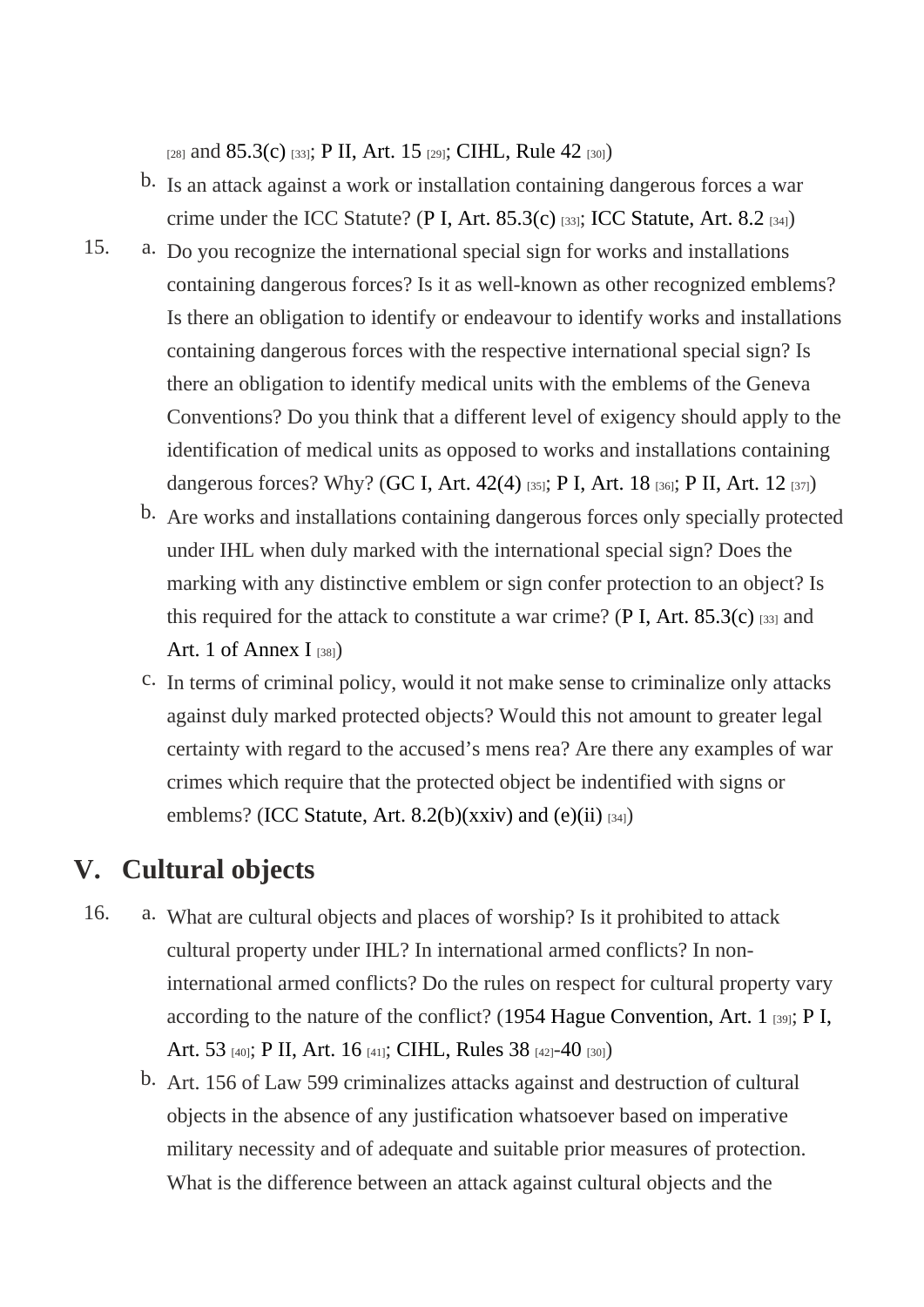[28] and 85.3(c) [33]; P II, Art. 15 [29]; CIHL, Rule 42 [30])

b. Is an attack against a work or installation containing dangerous forces a war crime under the ICC Statute? (P I, Art. 85.3(c) [33]; ICC Statute, Art. 8.2 [34])

15. a. Do you recognize the international special sign for works and installations containing dangerous forces? Is it as well-known as other recognized emblems? Is there an obligation to identify or endeavour to identify works and installations containing dangerous forces with the respective international special sign? Is there an obligation to identify medical units with the emblems of the Geneva Conventions? Do you think that a different level of exigency should apply to the identification of medical units as opposed to works and installations containing dangerous forces? Why? (GC I, Art. 42(4) [35]; P I, Art. 18 [36]; P II, Art. 12 [37])

b. Are works and installations containing dangerous forces only specially protected under IHL when duly marked with the international special sign? Does the marking with any distinctive emblem or sign confer protection to an object? Is this required for the attack to constitute a war crime? (P I, Art. 85.3(c) [33] and Art. 1 of Annex I [38])

c. In terms of criminal policy, would it not make sense to criminalize only attacks against duly marked protected objects? Would this not amount to greater legal certainty with regard to the accused's mens rea? Are there any examples of war crimes which require that the protected object be indentified with signs or emblems? (ICC Statute, Art. 8.2(b)(xxiv) and (e)(ii) [34])

## V. Cultural objects

16. a. What are cultural objects and places of worship? Is it prohibited to attack cultural property under IHL? In international armed conflicts? In non-international armed conflicts? Do the rules on respect for cultural property vary according to the nature of the conflict? (1954 Hague Convention, Art. 1 [39]; P I, Art. 53 [40]; P II, Art. 16 [41]; CIHL, Rules 38 [42]-40 [30])

b. Art. 156 of Law 599 criminalizes attacks against and destruction of cultural objects in the absence of any justification whatsoever based on imperative military necessity and of adequate and suitable prior measures of protection. What is the difference between an attack against cultural objects and the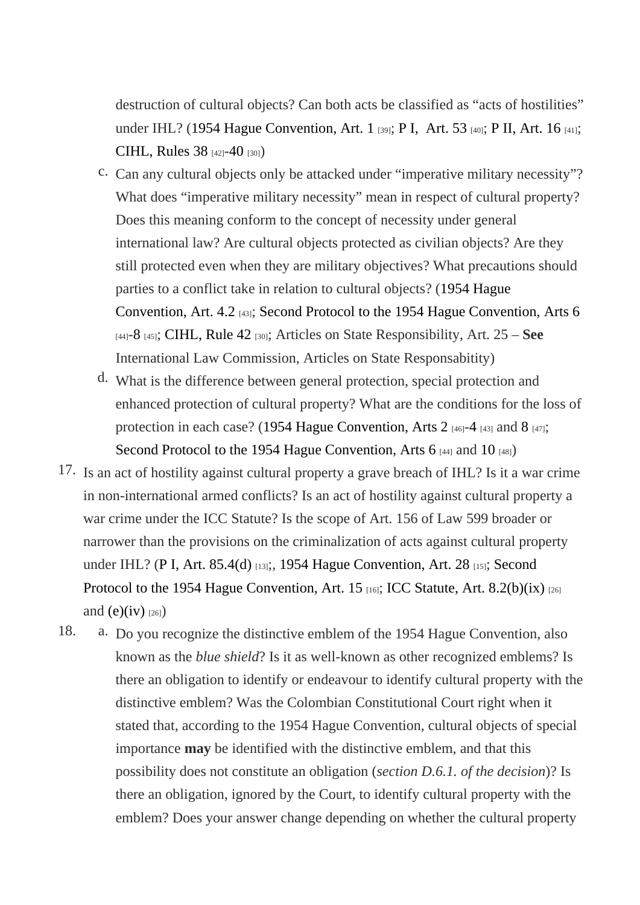destruction of cultural objects? Can both acts be classified as “acts of hostilities” under IHL? (1954 Hague Convention, Art. 1 [39]; P I, Art. 53 [40]; P II, Art. 16 [41]; CIHL, Rules 38 [42]-40 [30])

c. Can any cultural objects only be attacked under “imperative military necessity”? What does “imperative military necessity” mean in respect of cultural property? Does this meaning conform to the concept of necessity under general international law? Are cultural objects protected as civilian objects? Are they still protected even when they are military objectives? What precautions should parties to a conflict take in relation to cultural objects? (1954 Hague Convention, Art. 4.2 [43]; Second Protocol to the 1954 Hague Convention, Arts 6 [44]-8 [45]; CIHL, Rule 42 [30]; Articles on State Responsibility, Art. 25 – **See** International Law Commission, Articles on State Responsabitity)

d. What is the difference between general protection, special protection and enhanced protection of cultural property? What are the conditions for the loss of protection in each case? (1954 Hague Convention, Arts 2 [46]-4 [43] and 8 [47]; Second Protocol to the 1954 Hague Convention, Arts 6 [44] and 10 [48])

17. Is an act of hostility against cultural property a grave breach of IHL? Is it a war crime in non-international armed conflicts? Is an act of hostility against cultural property a war crime under the ICC Statute? Is the scope of Art. 156 of Law 599 broader or narrower than the provisions on the criminalization of acts against cultural property under IHL? (P I, Art. 85.4(d) [13];, 1954 Hague Convention, Art. 28 [15]; Second Protocol to the 1954 Hague Convention, Art. 15 [16]; ICC Statute, Art. 8.2(b)(ix) [26] and (e)(iv) [26])

18. a. Do you recognize the distinctive emblem of the 1954 Hague Convention, also known as the *blue shield*? Is it as well-known as other recognized emblems? Is there an obligation to identify or endeavour to identify cultural property with the distinctive emblem? Was the Colombian Constitutional Court right when it stated that, according to the 1954 Hague Convention, cultural objects of special importance **may** be identified with the distinctive emblem, and that this possibility does not constitute an obligation (*section D.6.1. of the decision*)? Is there an obligation, ignored by the Court, to identify cultural property with the emblem? Does your answer change depending on whether the cultural property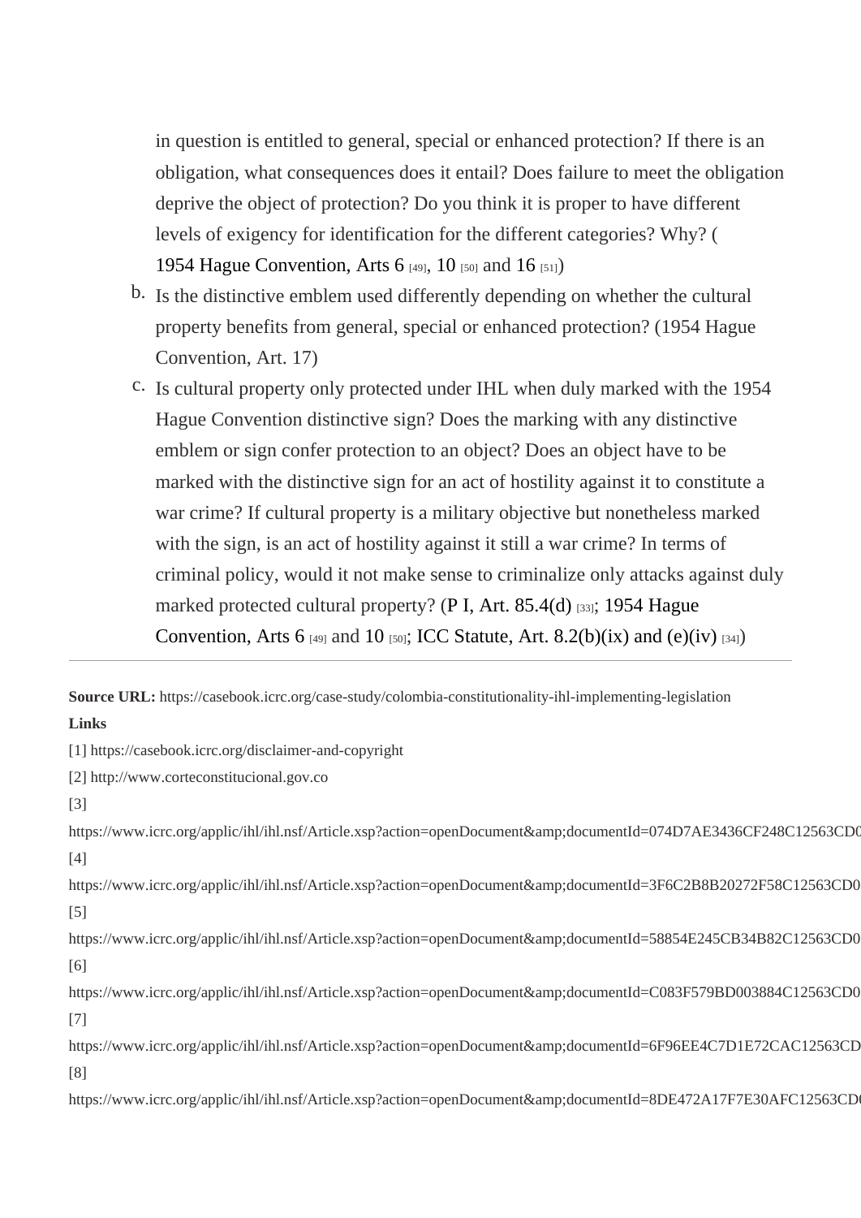in question is entitled to general, special or enhanced protection? If there is an obligation, what consequences does it entail? Does failure to meet the obligation deprive the object of protection? Do you think it is proper to have different levels of exigency for identification for the different categories? Why? (1954 Hague Convention, Arts 6 [49], 10 [50] and 16 [51])

b. Is the distinctive emblem used differently depending on whether the cultural property benefits from general, special or enhanced protection? (1954 Hague Convention, Art. 17)

c. Is cultural property only protected under IHL when duly marked with the 1954 Hague Convention distinctive sign? Does the marking with any distinctive emblem or sign confer protection to an object? Does an object have to be marked with the distinctive sign for an act of hostility against it to constitute a war crime? If cultural property is a military objective but nonetheless marked with the sign, is an act of hostility against it still a war crime? In terms of criminal policy, would it not make sense to criminalize only attacks against duly marked protected cultural property? (P I, Art. 85.4(d) [33]; 1954 Hague Convention, Arts 6 [49] and 10 [50]; ICC Statute, Art. 8.2(b)(ix) and (e)(iv) [34])

---

**Source URL:** https://casebook.icrc.org/case-study/colombia-constitutionality-ihl-implementing-legislation

**Links**

[1] https://casebook.icrc.org/disclaimer-and-copyright

[2] http://www.corteconstitucional.gov.co

[3] https://www.icrc.org/applic/ihl/ihl.nsf/Article.xsp?action=openDocument&amp;documentId=074D7AE3436CF248C12563CD0

[4] https://www.icrc.org/applic/ihl/ihl.nsf/Article.xsp?action=openDocument&amp;documentId=3F6C2B8B20272F58C12563CD0

[5] https://www.icrc.org/applic/ihl/ihl.nsf/Article.xsp?action=openDocument&amp;documentId=58854E245CB34B82C12563CD0

[6] https://www.icrc.org/applic/ihl/ihl.nsf/Article.xsp?action=openDocument&amp;documentId=C083F579BD003884C12563CD0

[7] https://www.icrc.org/applic/ihl/ihl.nsf/Article.xsp?action=openDocument&amp;documentId=6F96EE4C7D1E72CAC12563CD

[8] https://www.icrc.org/applic/ihl/ihl.nsf/Article.xsp?action=openDocument&amp;documentId=8DE472A17F7E30AFC12563CD0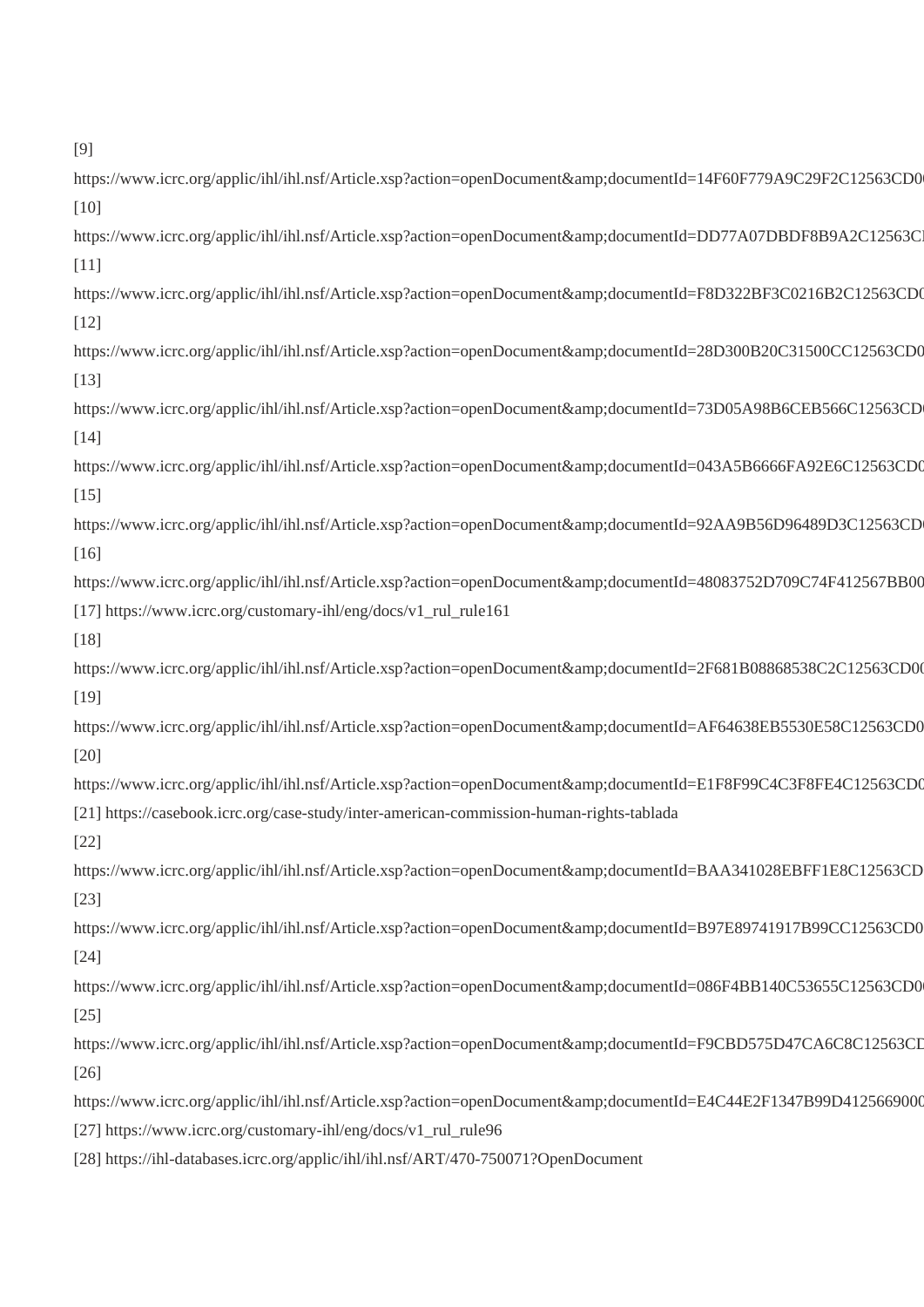[9]

https://www.icrc.org/applic/ihl/ihl.nsf/Article.xsp?action=openDocument&amp;documentId=14F60F779A9C29F2C12563CD0

[10]

https://www.icrc.org/applic/ihl/ihl.nsf/Article.xsp?action=openDocument&amp;documentId=DD77A07DBDF8B9A2C12563C

[11]

https://www.icrc.org/applic/ihl/ihl.nsf/Article.xsp?action=openDocument&amp;documentId=F8D322BF3C0216B2C12563CD0

[12]

https://www.icrc.org/applic/ihl/ihl.nsf/Article.xsp?action=openDocument&amp;documentId=28D300B20C31500CC12563CD0

[13]

https://www.icrc.org/applic/ihl/ihl.nsf/Article.xsp?action=openDocument&amp;documentId=73D05A98B6CEB566C12563CD

[14]

https://www.icrc.org/applic/ihl/ihl.nsf/Article.xsp?action=openDocument&amp;documentId=043A5B6666FA92E6C12563CD0

[15]

https://www.icrc.org/applic/ihl/ihl.nsf/Article.xsp?action=openDocument&amp;documentId=92AA9B56D96489D3C12563CD

[16]

https://www.icrc.org/applic/ihl/ihl.nsf/Article.xsp?action=openDocument&amp;documentId=48083752D709C74F412567BB00

[17] https://www.icrc.org/customary-ihl/eng/docs/v1_rul_rule161

[18]

https://www.icrc.org/applic/ihl/ihl.nsf/Article.xsp?action=openDocument&amp;documentId=2F681B08868538C2C12563CD0

[19]

https://www.icrc.org/applic/ihl/ihl.nsf/Article.xsp?action=openDocument&amp;documentId=AF64638EB5530E58C12563CD0

[20]

https://www.icrc.org/applic/ihl/ihl.nsf/Article.xsp?action=openDocument&amp;documentId=E1F8F99C4C3F8FE4C12563CD0

[21] https://casebook.icrc.org/case-study/inter-american-commission-human-rights-tablada

[22]

https://www.icrc.org/applic/ihl/ihl.nsf/Article.xsp?action=openDocument&amp;documentId=BAA341028EBFF1E8C12563CD

[23]

https://www.icrc.org/applic/ihl/ihl.nsf/Article.xsp?action=openDocument&amp;documentId=B97E89741917B99CC12563CD0

[24]

https://www.icrc.org/applic/ihl/ihl.nsf/Article.xsp?action=openDocument&amp;documentId=086F4BB140C53655C12563CD0

[25]

https://www.icrc.org/applic/ihl/ihl.nsf/Article.xsp?action=openDocument&amp;documentId=F9CBD575D47CA6C8C12563CD

[26]

https://www.icrc.org/applic/ihl/ihl.nsf/Article.xsp?action=openDocument&amp;documentId=E4C44E2F1347B99D4125669000

[27] https://www.icrc.org/customary-ihl/eng/docs/v1_rul_rule96

[28] https://ihl-databases.icrc.org/applic/ihl/ihl.nsf/ART/470-750071?OpenDocument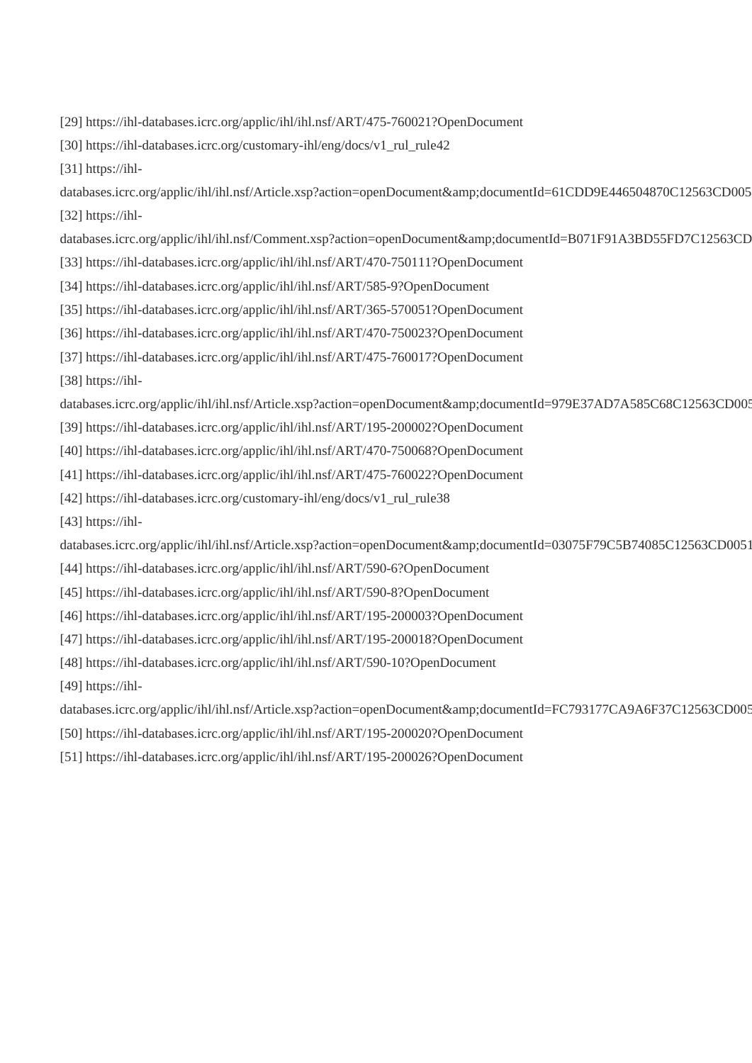[29] https://ihl-databases.icrc.org/applic/ihl/ihl.nsf/ART/475-760021?OpenDocument

[30] https://ihl-databases.icrc.org/customary-ihl/eng/docs/v1_rul_rule42

[31] https://ihl-databases.icrc.org/applic/ihl/ihl.nsf/Article.xsp?action=openDocument&amp;documentId=61CDD9E446504870C12563CD005

[32] https://ihl-databases.icrc.org/applic/ihl/ihl.nsf/Comment.xsp?action=openDocument&amp;documentId=B071F91A3BD55FD7C12563CD

[33] https://ihl-databases.icrc.org/applic/ihl/ihl.nsf/ART/470-750111?OpenDocument

[34] https://ihl-databases.icrc.org/applic/ihl/ihl.nsf/ART/585-9?OpenDocument

[35] https://ihl-databases.icrc.org/applic/ihl/ihl.nsf/ART/365-570051?OpenDocument

[36] https://ihl-databases.icrc.org/applic/ihl/ihl.nsf/ART/470-750023?OpenDocument

[37] https://ihl-databases.icrc.org/applic/ihl/ihl.nsf/ART/475-760017?OpenDocument

[38] https://ihl-databases.icrc.org/applic/ihl/ihl.nsf/Article.xsp?action=openDocument&amp;documentId=979E37AD7A585C68C12563CD005

[39] https://ihl-databases.icrc.org/applic/ihl/ihl.nsf/ART/195-200002?OpenDocument

[40] https://ihl-databases.icrc.org/applic/ihl/ihl.nsf/ART/470-750068?OpenDocument

[41] https://ihl-databases.icrc.org/applic/ihl/ihl.nsf/ART/475-760022?OpenDocument

[42] https://ihl-databases.icrc.org/customary-ihl/eng/docs/v1_rul_rule38

[43] https://ihl-databases.icrc.org/applic/ihl/ihl.nsf/Article.xsp?action=openDocument&amp;documentId=03075F79C5B74085C12563CD0051

[44] https://ihl-databases.icrc.org/applic/ihl/ihl.nsf/ART/590-6?OpenDocument

[45] https://ihl-databases.icrc.org/applic/ihl/ihl.nsf/ART/590-8?OpenDocument

[46] https://ihl-databases.icrc.org/applic/ihl/ihl.nsf/ART/195-200003?OpenDocument

[47] https://ihl-databases.icrc.org/applic/ihl/ihl.nsf/ART/195-200018?OpenDocument

[48] https://ihl-databases.icrc.org/applic/ihl/ihl.nsf/ART/590-10?OpenDocument

[49] https://ihl-databases.icrc.org/applic/ihl/ihl.nsf/Article.xsp?action=openDocument&amp;documentId=FC793177CA9A6F37C12563CD005

[50] https://ihl-databases.icrc.org/applic/ihl/ihl.nsf/ART/195-200020?OpenDocument

[51] https://ihl-databases.icrc.org/applic/ihl/ihl.nsf/ART/195-200026?OpenDocument